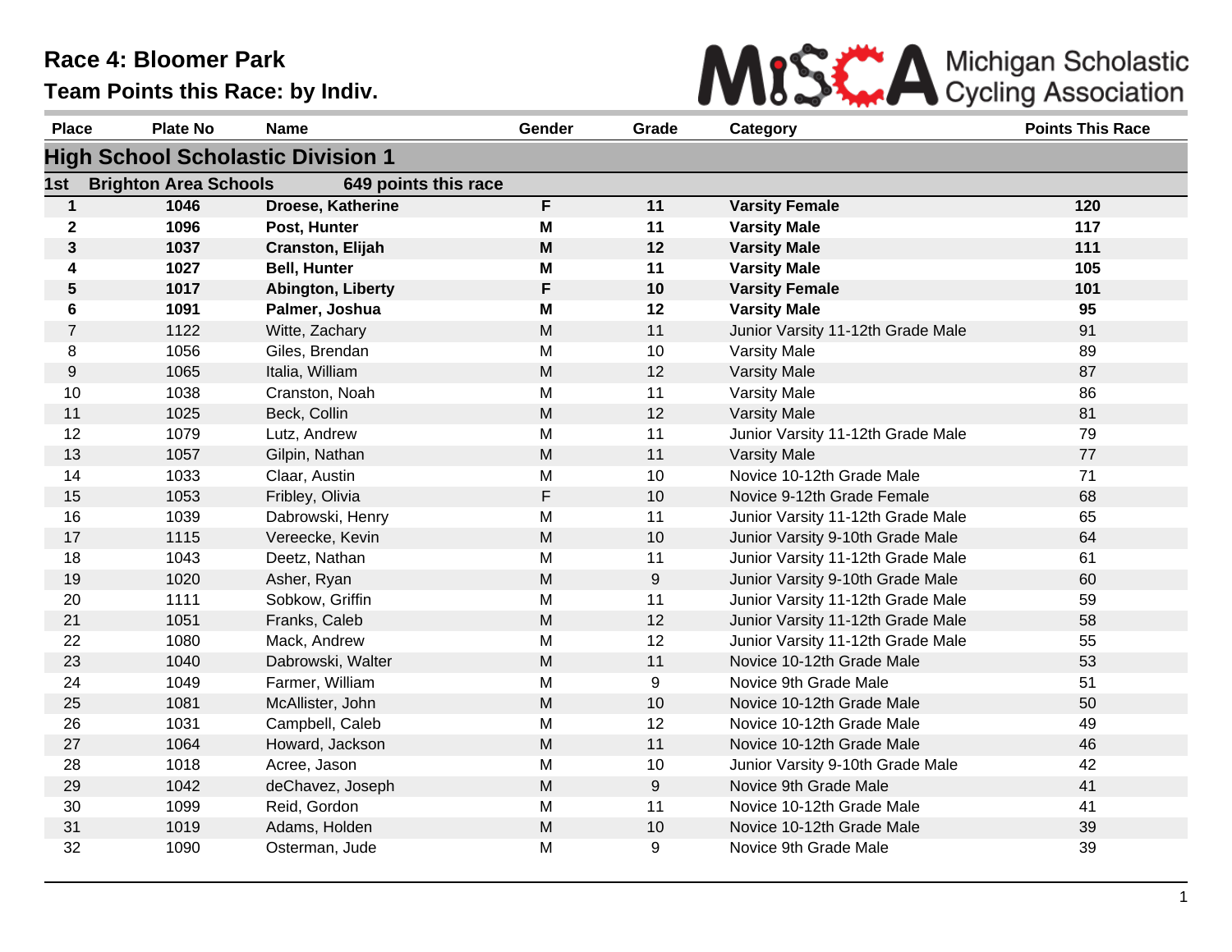# Race 4: Bloomer Park

## Team Points this Race: by Indiv.

Michigan Scholastic Cycling Association

| Place | Plate No | Name | Gender | Grade | Category | Points This Race |
|---|---|---|---|---|---|---|
| **High School Scholastic Division 1** | | | | | | |
| **1st** | **Brighton Area Schools** | **649 points this race** | | | | |
| **1** | **1046** | **Droese, Katherine** | **F** | **11** | **Varsity Female** | **120** |
| **2** | **1096** | **Post, Hunter** | **M** | **11** | **Varsity Male** | **117** |
| **3** | **1037** | **Cranston, Elijah** | **M** | **12** | **Varsity Male** | **111** |
| **4** | **1027** | **Bell, Hunter** | **M** | **11** | **Varsity Male** | **105** |
| **5** | **1017** | **Abington, Liberty** | **F** | **10** | **Varsity Female** | **101** |
| **6** | **1091** | **Palmer, Joshua** | **M** | **12** | **Varsity Male** | **95** |
| 7 | 1122 | Witte, Zachary | M | 11 | Junior Varsity 11-12th Grade Male | 91 |
| 8 | 1056 | Giles, Brendan | M | 10 | Varsity Male | 89 |
| 9 | 1065 | Italia, William | M | 12 | Varsity Male | 87 |
| 10 | 1038 | Cranston, Noah | M | 11 | Varsity Male | 86 |
| 11 | 1025 | Beck, Collin | M | 12 | Varsity Male | 81 |
| 12 | 1079 | Lutz, Andrew | M | 11 | Junior Varsity 11-12th Grade Male | 79 |
| 13 | 1057 | Gilpin, Nathan | M | 11 | Varsity Male | 77 |
| 14 | 1033 | Claar, Austin | M | 10 | Novice 10-12th Grade Male | 71 |
| 15 | 1053 | Fribley, Olivia | F | 10 | Novice 9-12th Grade Female | 68 |
| 16 | 1039 | Dabrowski, Henry | M | 11 | Junior Varsity 11-12th Grade Male | 65 |
| 17 | 1115 | Vereecke, Kevin | M | 10 | Junior Varsity 9-10th Grade Male | 64 |
| 18 | 1043 | Deetz, Nathan | M | 11 | Junior Varsity 11-12th Grade Male | 61 |
| 19 | 1020 | Asher, Ryan | M | 9 | Junior Varsity 9-10th Grade Male | 60 |
| 20 | 1111 | Sobkow, Griffin | M | 11 | Junior Varsity 11-12th Grade Male | 59 |
| 21 | 1051 | Franks, Caleb | M | 12 | Junior Varsity 11-12th Grade Male | 58 |
| 22 | 1080 | Mack, Andrew | M | 12 | Junior Varsity 11-12th Grade Male | 55 |
| 23 | 1040 | Dabrowski, Walter | M | 11 | Novice 10-12th Grade Male | 53 |
| 24 | 1049 | Farmer, William | M | 9 | Novice 9th Grade Male | 51 |
| 25 | 1081 | McAllister, John | M | 10 | Novice 10-12th Grade Male | 50 |
| 26 | 1031 | Campbell, Caleb | M | 12 | Novice 10-12th Grade Male | 49 |
| 27 | 1064 | Howard, Jackson | M | 11 | Novice 10-12th Grade Male | 46 |
| 28 | 1018 | Acree, Jason | M | 10 | Junior Varsity 9-10th Grade Male | 42 |
| 29 | 1042 | deChavez, Joseph | M | 9 | Novice 9th Grade Male | 41 |
| 30 | 1099 | Reid, Gordon | M | 11 | Novice 10-12th Grade Male | 41 |
| 31 | 1019 | Adams, Holden | M | 10 | Novice 10-12th Grade Male | 39 |
| 32 | 1090 | Osterman, Jude | M | 9 | Novice 9th Grade Male | 39 |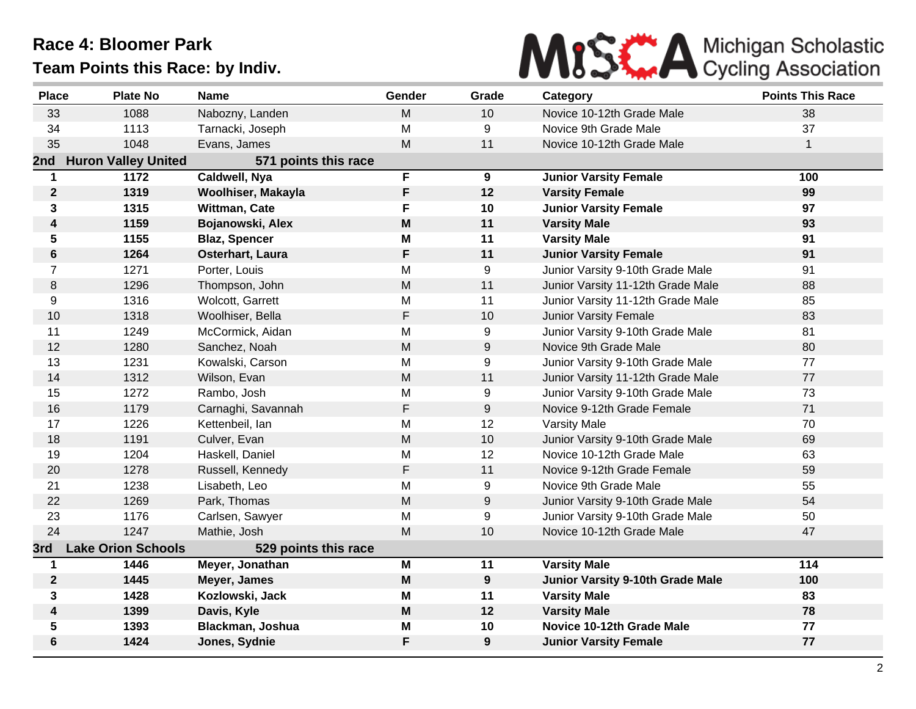# Race 4: Bloomer Park

## Team Points this Race: by Indiv.

| Place | Plate No | Name | Gender | Grade | Category | Points This Race |
|---|---|---|---|---|---|---|
| 33 | 1088 | Nabozny, Landen | M | 10 | Novice 10-12th Grade Male | 38 |
| 34 | 1113 | Tarnacki, Joseph | M | 9 | Novice 9th Grade Male | 37 |
| 35 | 1048 | Evans, James | M | 11 | Novice 10-12th Grade Male | 1 |
| **2nd** | **Huron Valley United** | **571 points this race** | | | | |
| **1** | **1172** | **Caldwell, Nya** | **F** | **9** | **Junior Varsity Female** | **100** |
| **2** | **1319** | **Woolhiser, Makayla** | **F** | **12** | **Varsity Female** | **99** |
| **3** | **1315** | **Wittman, Cate** | **F** | **10** | **Junior Varsity Female** | **97** |
| **4** | **1159** | **Bojanowski, Alex** | **M** | **11** | **Varsity Male** | **93** |
| **5** | **1155** | **Blaz, Spencer** | **M** | **11** | **Varsity Male** | **91** |
| **6** | **1264** | **Osterhart, Laura** | **F** | **11** | **Junior Varsity Female** | **91** |
| 7 | 1271 | Porter, Louis | M | 9 | Junior Varsity 9-10th Grade Male | 91 |
| 8 | 1296 | Thompson, John | M | 11 | Junior Varsity 11-12th Grade Male | 88 |
| 9 | 1316 | Wolcott, Garrett | M | 11 | Junior Varsity 11-12th Grade Male | 85 |
| 10 | 1318 | Woolhiser, Bella | F | 10 | Junior Varsity Female | 83 |
| 11 | 1249 | McCormick, Aidan | M | 9 | Junior Varsity 9-10th Grade Male | 81 |
| 12 | 1280 | Sanchez, Noah | M | 9 | Novice 9th Grade Male | 80 |
| 13 | 1231 | Kowalski, Carson | M | 9 | Junior Varsity 9-10th Grade Male | 77 |
| 14 | 1312 | Wilson, Evan | M | 11 | Junior Varsity 11-12th Grade Male | 77 |
| 15 | 1272 | Rambo, Josh | M | 9 | Junior Varsity 9-10th Grade Male | 73 |
| 16 | 1179 | Carnaghi, Savannah | F | 9 | Novice 9-12th Grade Female | 71 |
| 17 | 1226 | Kettenbeil, Ian | M | 12 | Varsity Male | 70 |
| 18 | 1191 | Culver, Evan | M | 10 | Junior Varsity 9-10th Grade Male | 69 |
| 19 | 1204 | Haskell, Daniel | M | 12 | Novice 10-12th Grade Male | 63 |
| 20 | 1278 | Russell, Kennedy | F | 11 | Novice 9-12th Grade Female | 59 |
| 21 | 1238 | Lisabeth, Leo | M | 9 | Novice 9th Grade Male | 55 |
| 22 | 1269 | Park, Thomas | M | 9 | Junior Varsity 9-10th Grade Male | 54 |
| 23 | 1176 | Carlsen, Sawyer | M | 9 | Junior Varsity 9-10th Grade Male | 50 |
| 24 | 1247 | Mathie, Josh | M | 10 | Novice 10-12th Grade Male | 47 |
| **3rd** | **Lake Orion Schools** | **529 points this race** | | | | |
| **1** | **1446** | **Meyer, Jonathan** | **M** | **11** | **Varsity Male** | **114** |
| **2** | **1445** | **Meyer, James** | **M** | **9** | **Junior Varsity 9-10th Grade Male** | **100** |
| **3** | **1428** | **Kozlowski, Jack** | **M** | **11** | **Varsity Male** | **83** |
| **4** | **1399** | **Davis, Kyle** | **M** | **12** | **Varsity Male** | **78** |
| **5** | **1393** | **Blackman, Joshua** | **M** | **10** | **Novice 10-12th Grade Male** | **77** |
| **6** | **1424** | **Jones, Sydnie** | **F** | **9** | **Junior Varsity Female** | **77** |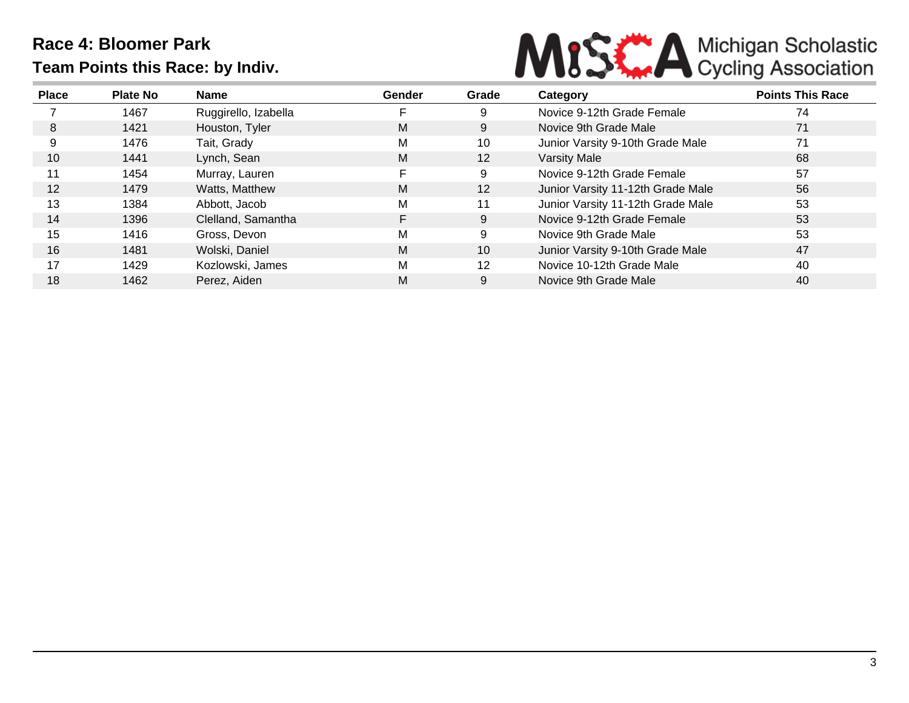## Race 4: Bloomer Park

## Team Points this Race: by Indiv.

| Place | Plate No | Name | Gender | Grade | Category | Points This Race |
|---|---|---|---|---|---|---|
| 7 | 1467 | Ruggirello, Izabella | F | 9 | Novice 9-12th Grade Female | 74 |
| 8 | 1421 | Houston, Tyler | M | 9 | Novice 9th Grade Male | 71 |
| 9 | 1476 | Tait, Grady | M | 10 | Junior Varsity 9-10th Grade Male | 71 |
| 10 | 1441 | Lynch, Sean | M | 12 | Varsity Male | 68 |
| 11 | 1454 | Murray, Lauren | F | 9 | Novice 9-12th Grade Female | 57 |
| 12 | 1479 | Watts, Matthew | M | 12 | Junior Varsity 11-12th Grade Male | 56 |
| 13 | 1384 | Abbott, Jacob | M | 11 | Junior Varsity 11-12th Grade Male | 53 |
| 14 | 1396 | Clelland, Samantha | F | 9 | Novice 9-12th Grade Female | 53 |
| 15 | 1416 | Gross, Devon | M | 9 | Novice 9th Grade Male | 53 |
| 16 | 1481 | Wolski, Daniel | M | 10 | Junior Varsity 9-10th Grade Male | 47 |
| 17 | 1429 | Kozlowski, James | M | 12 | Novice 10-12th Grade Male | 40 |
| 18 | 1462 | Perez, Aiden | M | 9 | Novice 9th Grade Male | 40 |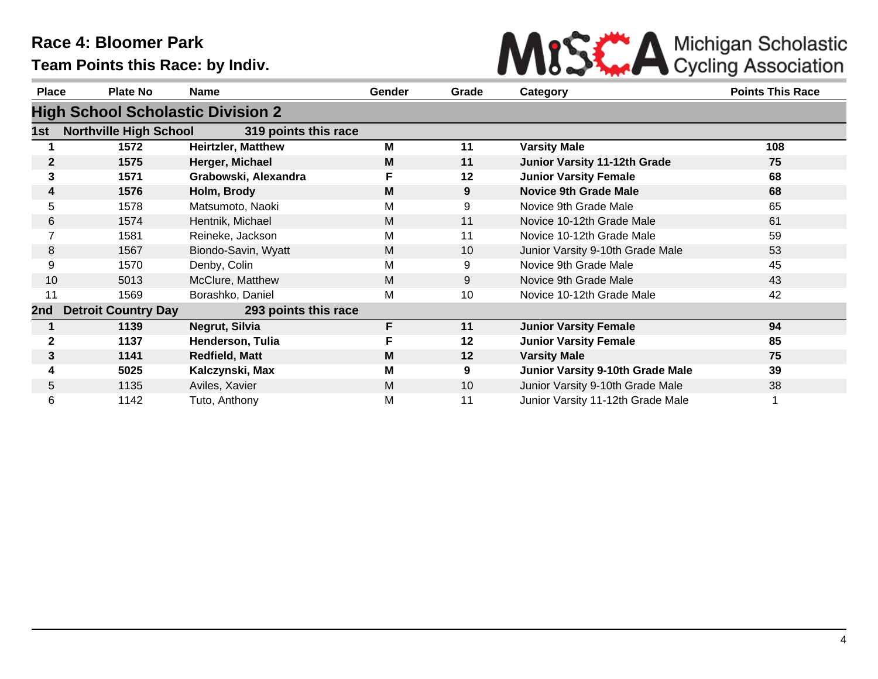# Race 4: Bloomer Park

## Team Points this Race: by Indiv.

| Place | Plate No | Name | Gender | Grade | Category | Points This Race |
|---|---|---|---|---|---|---|
| **High School Scholastic Division 2** | | | | | | |
| **1st** | **Northville High School** | **319 points this race** | | | | |
| **1** | **1572** | **Heirtzler, Matthew** | **M** | **11** | **Varsity Male** | **108** |
| **2** | **1575** | **Herger, Michael** | **M** | **11** | **Junior Varsity 11-12th Grade** | **75** |
| **3** | **1571** | **Grabowski, Alexandra** | **F** | **12** | **Junior Varsity Female** | **68** |
| **4** | **1576** | **Holm, Brody** | **M** | **9** | **Novice 9th Grade Male** | **68** |
| 5 | 1578 | Matsumoto, Naoki | M | 9 | Novice 9th Grade Male | 65 |
| 6 | 1574 | Hentnik, Michael | M | 11 | Novice 10-12th Grade Male | 61 |
| 7 | 1581 | Reineke, Jackson | M | 11 | Novice 10-12th Grade Male | 59 |
| 8 | 1567 | Biondo-Savin, Wyatt | M | 10 | Junior Varsity 9-10th Grade Male | 53 |
| 9 | 1570 | Denby, Colin | M | 9 | Novice 9th Grade Male | 45 |
| 10 | 5013 | McClure, Matthew | M | 9 | Novice 9th Grade Male | 43 |
| 11 | 1569 | Borashko, Daniel | M | 10 | Novice 10-12th Grade Male | 42 |
| **2nd** | **Detroit Country Day** | **293 points this race** | | | | |
| **1** | **1139** | **Negrut, Silvia** | **F** | **11** | **Junior Varsity Female** | **94** |
| **2** | **1137** | **Henderson, Tulia** | **F** | **12** | **Junior Varsity Female** | **85** |
| **3** | **1141** | **Redfield, Matt** | **M** | **12** | **Varsity Male** | **75** |
| **4** | **5025** | **Kalczynski, Max** | **M** | **9** | **Junior Varsity 9-10th Grade Male** | **39** |
| 5 | 1135 | Aviles, Xavier | M | 10 | Junior Varsity 9-10th Grade Male | 38 |
| 6 | 1142 | Tuto, Anthony | M | 11 | Junior Varsity 11-12th Grade Male | 1 |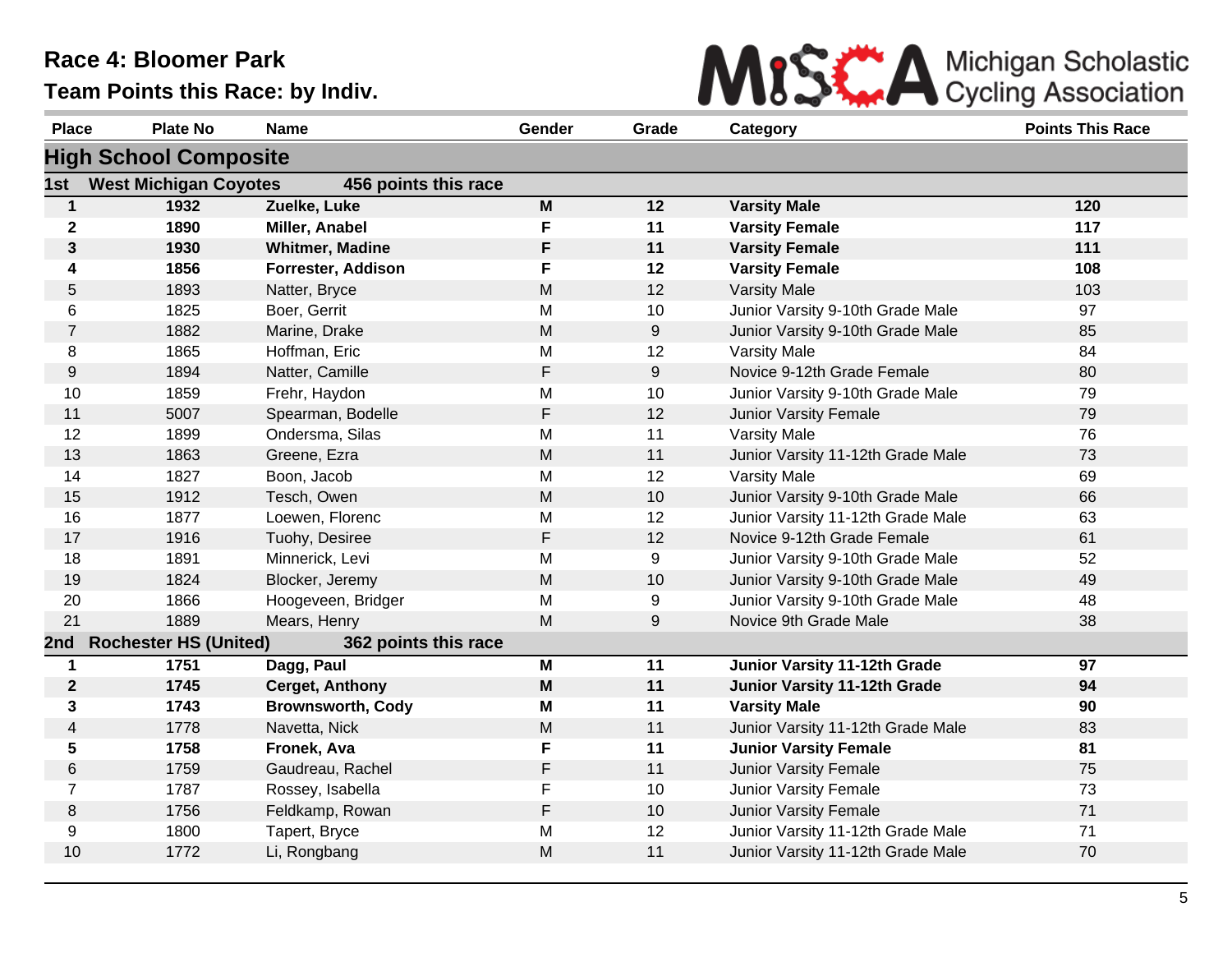# Race 4: Bloomer Park

## Team Points this Race: by Indiv.

Michigan Scholastic Cycling Association

| Place | Plate No | Name | Gender | Grade | Category | Points This Race |
|---|---|---|---|---|---|---|
| **High School Composite** | | | | | | |
| **1st** | **West Michigan Coyotes** | **456 points this race** | | | | |
| **1** | **1932** | **Zuelke, Luke** | **M** | **12** | **Varsity Male** | **120** |
| **2** | **1890** | **Miller, Anabel** | **F** | **11** | **Varsity Female** | **117** |
| **3** | **1930** | **Whitmer, Madine** | **F** | **11** | **Varsity Female** | **111** |
| **4** | **1856** | **Forrester, Addison** | **F** | **12** | **Varsity Female** | **108** |
| 5 | 1893 | Natter, Bryce | M | 12 | Varsity Male | 103 |
| 6 | 1825 | Boer, Gerrit | M | 10 | Junior Varsity 9-10th Grade Male | 97 |
| 7 | 1882 | Marine, Drake | M | 9 | Junior Varsity 9-10th Grade Male | 85 |
| 8 | 1865 | Hoffman, Eric | M | 12 | Varsity Male | 84 |
| 9 | 1894 | Natter, Camille | F | 9 | Novice 9-12th Grade Female | 80 |
| 10 | 1859 | Frehr, Haydon | M | 10 | Junior Varsity 9-10th Grade Male | 79 |
| 11 | 5007 | Spearman, Bodelle | F | 12 | Junior Varsity Female | 79 |
| 12 | 1899 | Ondersma, Silas | M | 11 | Varsity Male | 76 |
| 13 | 1863 | Greene, Ezra | M | 11 | Junior Varsity 11-12th Grade Male | 73 |
| 14 | 1827 | Boon, Jacob | M | 12 | Varsity Male | 69 |
| 15 | 1912 | Tesch, Owen | M | 10 | Junior Varsity 9-10th Grade Male | 66 |
| 16 | 1877 | Loewen, Florenc | M | 12 | Junior Varsity 11-12th Grade Male | 63 |
| 17 | 1916 | Tuohy, Desiree | F | 12 | Novice 9-12th Grade Female | 61 |
| 18 | 1891 | Minnerick, Levi | M | 9 | Junior Varsity 9-10th Grade Male | 52 |
| 19 | 1824 | Blocker, Jeremy | M | 10 | Junior Varsity 9-10th Grade Male | 49 |
| 20 | 1866 | Hoogeveen, Bridger | M | 9 | Junior Varsity 9-10th Grade Male | 48 |
| 21 | 1889 | Mears, Henry | M | 9 | Novice 9th Grade Male | 38 |
| **2nd** | **Rochester HS (United)** | **362 points this race** | | | | |
| **1** | **1751** | **Dagg, Paul** | **M** | **11** | **Junior Varsity 11-12th Grade** | **97** |
| **2** | **1745** | **Cerget, Anthony** | **M** | **11** | **Junior Varsity 11-12th Grade** | **94** |
| **3** | **1743** | **Brownsworth, Cody** | **M** | **11** | **Varsity Male** | **90** |
| 4 | 1778 | Navetta, Nick | M | 11 | Junior Varsity 11-12th Grade Male | 83 |
| **5** | **1758** | **Fronek, Ava** | **F** | **11** | **Junior Varsity Female** | **81** |
| 6 | 1759 | Gaudreau, Rachel | F | 11 | Junior Varsity Female | 75 |
| 7 | 1787 | Rossey, Isabella | F | 10 | Junior Varsity Female | 73 |
| 8 | 1756 | Feldkamp, Rowan | F | 10 | Junior Varsity Female | 71 |
| 9 | 1800 | Tapert, Bryce | M | 12 | Junior Varsity 11-12th Grade Male | 71 |
| 10 | 1772 | Li, Rongbang | M | 11 | Junior Varsity 11-12th Grade Male | 70 |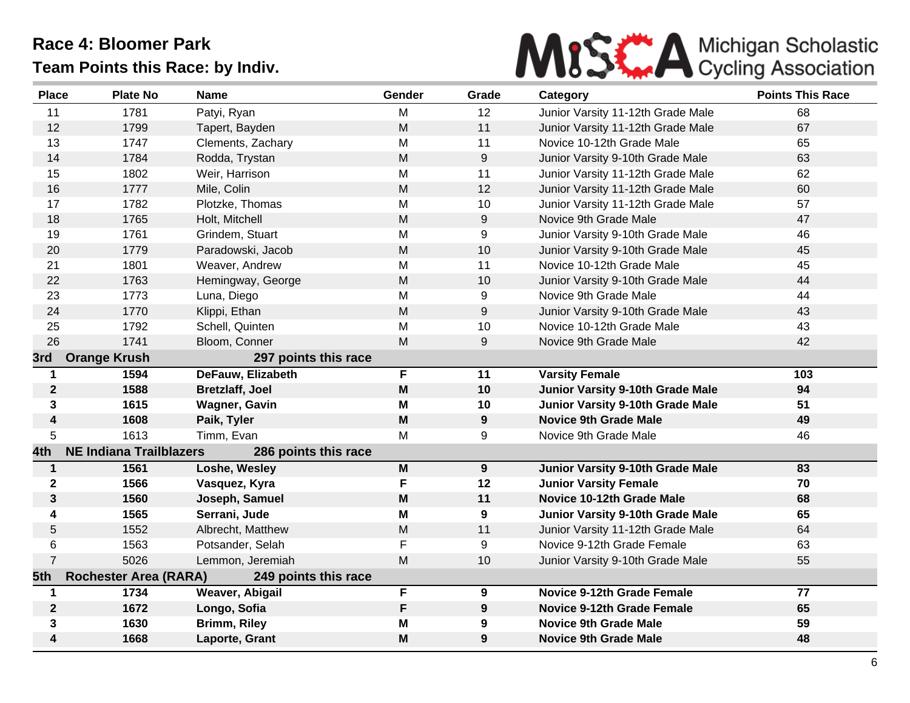# Race 4: Bloomer Park

## Team Points this Race: by Indiv.

MiSCA Michigan Scholastic Cycling Association

| Place | Plate No | Name | Gender | Grade | Category | Points This Race |
|---|---|---|---|---|---|---|
| 11 | 1781 | Patyi, Ryan | M | 12 | Junior Varsity 11-12th Grade Male | 68 |
| 12 | 1799 | Tapert, Bayden | M | 11 | Junior Varsity 11-12th Grade Male | 67 |
| 13 | 1747 | Clements, Zachary | M | 11 | Novice 10-12th Grade Male | 65 |
| 14 | 1784 | Rodda, Trystan | M | 9 | Junior Varsity 9-10th Grade Male | 63 |
| 15 | 1802 | Weir, Harrison | M | 11 | Junior Varsity 11-12th Grade Male | 62 |
| 16 | 1777 | Mile, Colin | M | 12 | Junior Varsity 11-12th Grade Male | 60 |
| 17 | 1782 | Plotzke, Thomas | M | 10 | Junior Varsity 11-12th Grade Male | 57 |
| 18 | 1765 | Holt, Mitchell | M | 9 | Novice 9th Grade Male | 47 |
| 19 | 1761 | Grindem, Stuart | M | 9 | Junior Varsity 9-10th Grade Male | 46 |
| 20 | 1779 | Paradowski, Jacob | M | 10 | Junior Varsity 9-10th Grade Male | 45 |
| 21 | 1801 | Weaver, Andrew | M | 11 | Novice 10-12th Grade Male | 45 |
| 22 | 1763 | Hemingway, George | M | 10 | Junior Varsity 9-10th Grade Male | 44 |
| 23 | 1773 | Luna, Diego | M | 9 | Novice 9th Grade Male | 44 |
| 24 | 1770 | Klippi, Ethan | M | 9 | Junior Varsity 9-10th Grade Male | 43 |
| 25 | 1792 | Schell, Quinten | M | 10 | Novice 10-12th Grade Male | 43 |
| 26 | 1741 | Bloom, Conner | M | 9 | Novice 9th Grade Male | 42 |
| **3rd** | **Orange Krush** | **297 points this race** | | | | |
| **1** | **1594** | **DeFauw, Elizabeth** | **F** | **11** | **Varsity Female** | **103** |
| **2** | **1588** | **Bretzlaff, Joel** | **M** | **10** | **Junior Varsity 9-10th Grade Male** | **94** |
| **3** | **1615** | **Wagner, Gavin** | **M** | **10** | **Junior Varsity 9-10th Grade Male** | **51** |
| **4** | **1608** | **Paik, Tyler** | **M** | **9** | **Novice 9th Grade Male** | **49** |
| 5 | 1613 | Timm, Evan | M | 9 | Novice 9th Grade Male | 46 |
| **4th** | **NE Indiana Trailblazers** | **286 points this race** | | | | |
| **1** | **1561** | **Loshe, Wesley** | **M** | **9** | **Junior Varsity 9-10th Grade Male** | **83** |
| **2** | **1566** | **Vasquez, Kyra** | **F** | **12** | **Junior Varsity Female** | **70** |
| **3** | **1560** | **Joseph, Samuel** | **M** | **11** | **Novice 10-12th Grade Male** | **68** |
| **4** | **1565** | **Serrani, Jude** | **M** | **9** | **Junior Varsity 9-10th Grade Male** | **65** |
| 5 | 1552 | Albrecht, Matthew | M | 11 | Junior Varsity 11-12th Grade Male | 64 |
| 6 | 1563 | Potsander, Selah | F | 9 | Novice 9-12th Grade Female | 63 |
| 7 | 5026 | Lemmon, Jeremiah | M | 10 | Junior Varsity 9-10th Grade Male | 55 |
| **5th** | **Rochester Area (RARA)** | **249 points this race** | | | | |
| **1** | **1734** | **Weaver, Abigail** | **F** | **9** | **Novice 9-12th Grade Female** | **77** |
| **2** | **1672** | **Longo, Sofia** | **F** | **9** | **Novice 9-12th Grade Female** | **65** |
| **3** | **1630** | **Brimm, Riley** | **M** | **9** | **Novice 9th Grade Male** | **59** |
| **4** | **1668** | **Laporte, Grant** | **M** | **9** | **Novice 9th Grade Male** | **48** |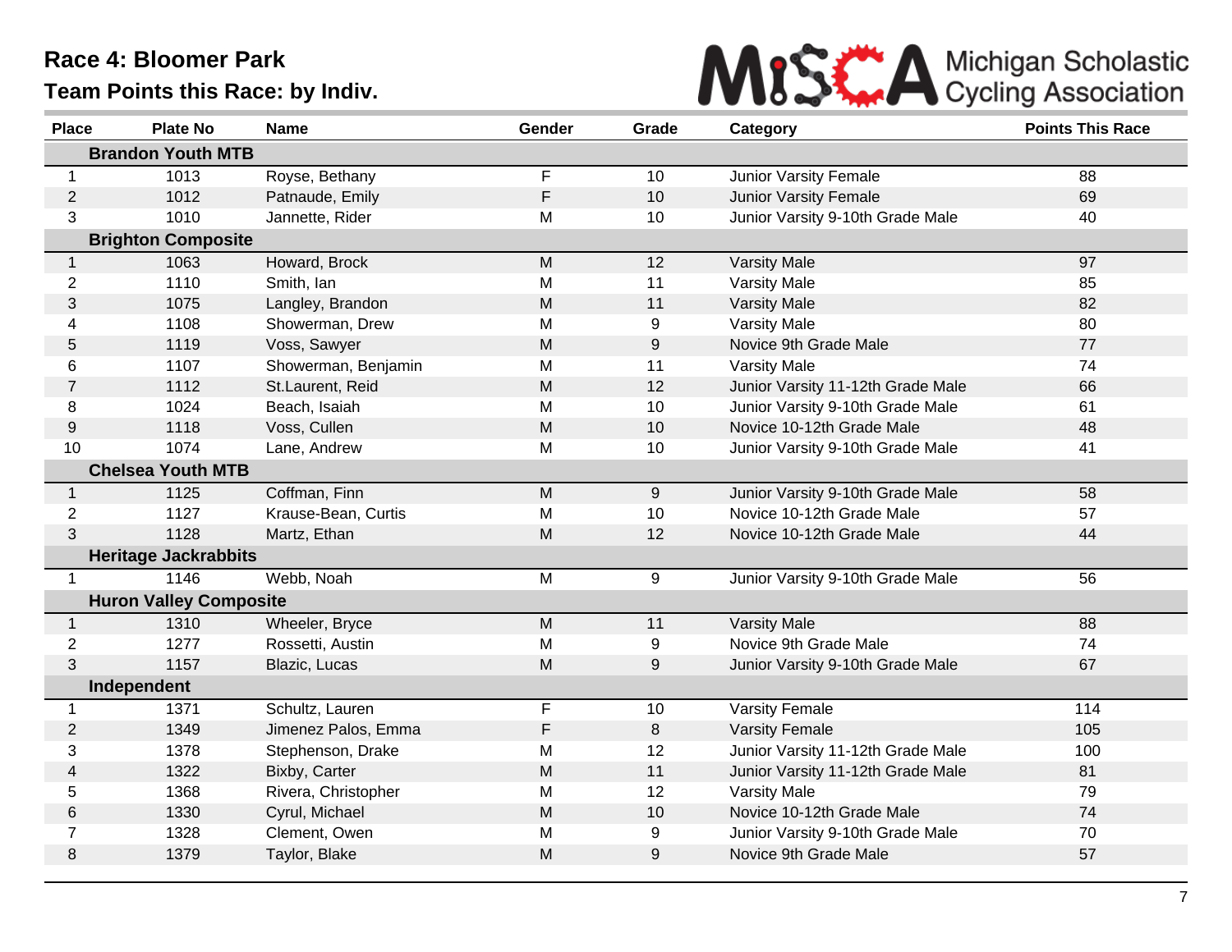# Race 4: Bloomer Park

## Team Points this Race: by Indiv.

Michigan Scholastic Cycling Association

| Place | Plate No | Name | Gender | Grade | Category | Points This Race |
|---|---|---|---|---|---|---|
| **Brandon Youth MTB** | | | | | | |
| 1 | 1013 | Royse, Bethany | F | 10 | Junior Varsity Female | 88 |
| 2 | 1012 | Patnaude, Emily | F | 10 | Junior Varsity Female | 69 |
| 3 | 1010 | Jannette, Rider | M | 10 | Junior Varsity 9-10th Grade Male | 40 |
| **Brighton Composite** | | | | | | |
| 1 | 1063 | Howard, Brock | M | 12 | Varsity Male | 97 |
| 2 | 1110 | Smith, Ian | M | 11 | Varsity Male | 85 |
| 3 | 1075 | Langley, Brandon | M | 11 | Varsity Male | 82 |
| 4 | 1108 | Showerman, Drew | M | 9 | Varsity Male | 80 |
| 5 | 1119 | Voss, Sawyer | M | 9 | Novice 9th Grade Male | 77 |
| 6 | 1107 | Showerman, Benjamin | M | 11 | Varsity Male | 74 |
| 7 | 1112 | St.Laurent, Reid | M | 12 | Junior Varsity 11-12th Grade Male | 66 |
| 8 | 1024 | Beach, Isaiah | M | 10 | Junior Varsity 9-10th Grade Male | 61 |
| 9 | 1118 | Voss, Cullen | M | 10 | Novice 10-12th Grade Male | 48 |
| 10 | 1074 | Lane, Andrew | M | 10 | Junior Varsity 9-10th Grade Male | 41 |
| **Chelsea Youth MTB** | | | | | | |
| 1 | 1125 | Coffman, Finn | M | 9 | Junior Varsity 9-10th Grade Male | 58 |
| 2 | 1127 | Krause-Bean, Curtis | M | 10 | Novice 10-12th Grade Male | 57 |
| 3 | 1128 | Martz, Ethan | M | 12 | Novice 10-12th Grade Male | 44 |
| **Heritage Jackrabbits** | | | | | | |
| 1 | 1146 | Webb, Noah | M | 9 | Junior Varsity 9-10th Grade Male | 56 |
| **Huron Valley Composite** | | | | | | |
| 1 | 1310 | Wheeler, Bryce | M | 11 | Varsity Male | 88 |
| 2 | 1277 | Rossetti, Austin | M | 9 | Novice 9th Grade Male | 74 |
| 3 | 1157 | Blazic, Lucas | M | 9 | Junior Varsity 9-10th Grade Male | 67 |
| **Independent** | | | | | | |
| 1 | 1371 | Schultz, Lauren | F | 10 | Varsity Female | 114 |
| 2 | 1349 | Jimenez Palos, Emma | F | 8 | Varsity Female | 105 |
| 3 | 1378 | Stephenson, Drake | M | 12 | Junior Varsity 11-12th Grade Male | 100 |
| 4 | 1322 | Bixby, Carter | M | 11 | Junior Varsity 11-12th Grade Male | 81 |
| 5 | 1368 | Rivera, Christopher | M | 12 | Varsity Male | 79 |
| 6 | 1330 | Cyrul, Michael | M | 10 | Novice 10-12th Grade Male | 74 |
| 7 | 1328 | Clement, Owen | M | 9 | Junior Varsity 9-10th Grade Male | 70 |
| 8 | 1379 | Taylor, Blake | M | 9 | Novice 9th Grade Male | 57 |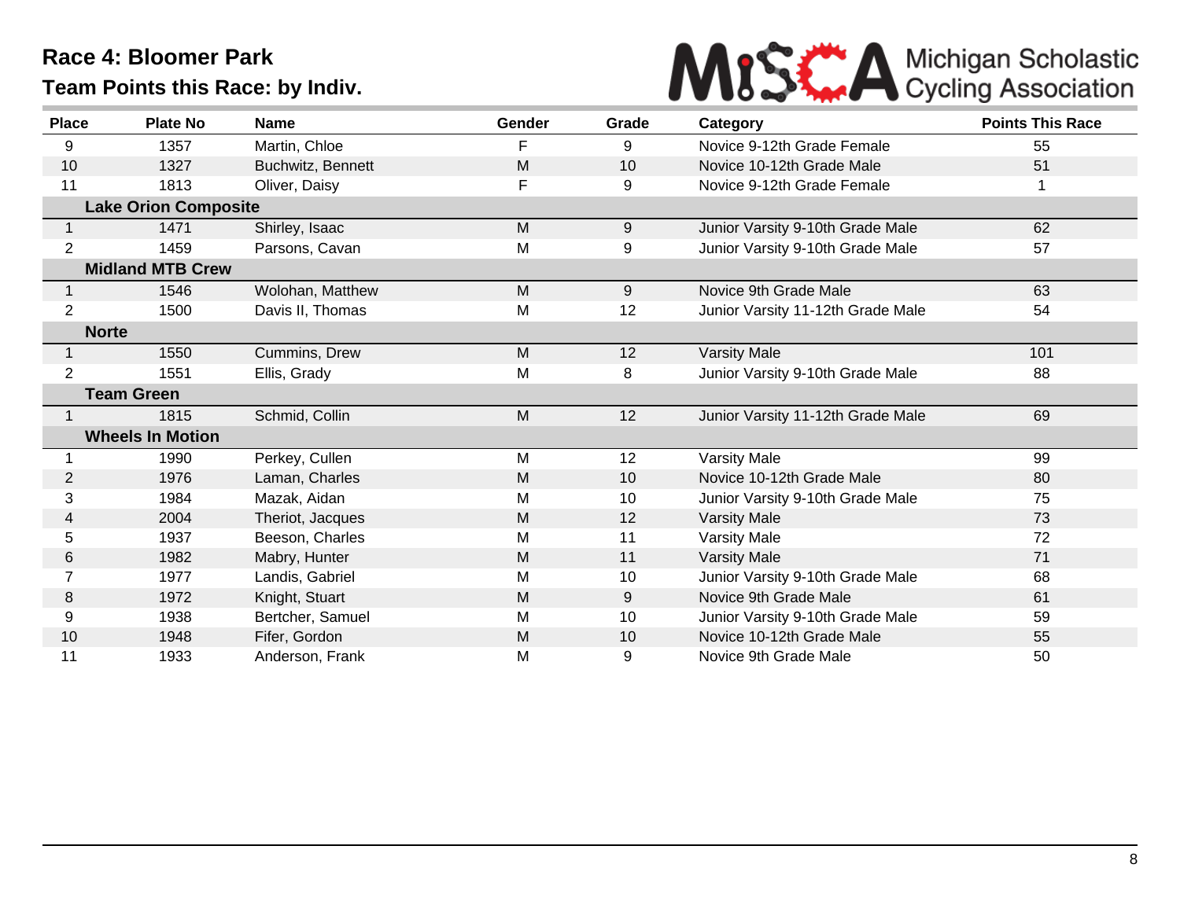# Race 4: Bloomer Park

## Team Points this Race: by Indiv.

| Place | Plate No | Name | Gender | Grade | Category | Points This Race |
|---|---|---|---|---|---|---|
| 9 | 1357 | Martin, Chloe | F | 9 | Novice 9-12th Grade Female | 55 |
| 10 | 1327 | Buchwitz, Bennett | M | 10 | Novice 10-12th Grade Male | 51 |
| 11 | 1813 | Oliver, Daisy | F | 9 | Novice 9-12th Grade Female | 1 |
| **Lake Orion Composite** | | | | | | |
| 1 | 1471 | Shirley, Isaac | M | 9 | Junior Varsity 9-10th Grade Male | 62 |
| 2 | 1459 | Parsons, Cavan | M | 9 | Junior Varsity 9-10th Grade Male | 57 |
| **Midland MTB Crew** | | | | | | |
| 1 | 1546 | Wolohan, Matthew | M | 9 | Novice 9th Grade Male | 63 |
| 2 | 1500 | Davis II, Thomas | M | 12 | Junior Varsity 11-12th Grade Male | 54 |
| **Norte** | | | | | | |
| 1 | 1550 | Cummins, Drew | M | 12 | Varsity Male | 101 |
| 2 | 1551 | Ellis, Grady | M | 8 | Junior Varsity 9-10th Grade Male | 88 |
| **Team Green** | | | | | | |
| 1 | 1815 | Schmid, Collin | M | 12 | Junior Varsity 11-12th Grade Male | 69 |
| **Wheels In Motion** | | | | | | |
| 1 | 1990 | Perkey, Cullen | M | 12 | Varsity Male | 99 |
| 2 | 1976 | Laman, Charles | M | 10 | Novice 10-12th Grade Male | 80 |
| 3 | 1984 | Mazak, Aidan | M | 10 | Junior Varsity 9-10th Grade Male | 75 |
| 4 | 2004 | Theriot, Jacques | M | 12 | Varsity Male | 73 |
| 5 | 1937 | Beeson, Charles | M | 11 | Varsity Male | 72 |
| 6 | 1982 | Mabry, Hunter | M | 11 | Varsity Male | 71 |
| 7 | 1977 | Landis, Gabriel | M | 10 | Junior Varsity 9-10th Grade Male | 68 |
| 8 | 1972 | Knight, Stuart | M | 9 | Novice 9th Grade Male | 61 |
| 9 | 1938 | Bertcher, Samuel | M | 10 | Junior Varsity 9-10th Grade Male | 59 |
| 10 | 1948 | Fifer, Gordon | M | 10 | Novice 10-12th Grade Male | 55 |
| 11 | 1933 | Anderson, Frank | M | 9 | Novice 9th Grade Male | 50 |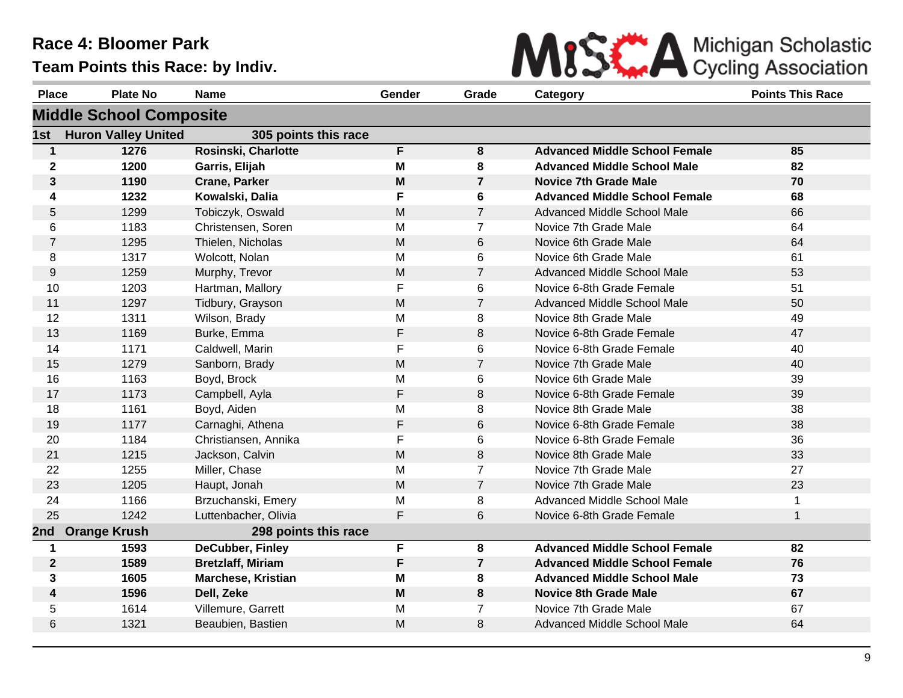# Race 4: Bloomer Park

## Team Points this Race: by Indiv.

Michigan Scholastic Cycling Association

| Place | Plate No | Name | Gender | Grade | Category | Points This Race |
|---|---|---|---|---|---|---|
| **Middle School Composite** | | | | | | |
| **1st** | **Huron Valley United** | **305 points this race** | | | | |
| **1** | **1276** | **Rosinski, Charlotte** | **F** | **8** | **Advanced Middle School Female** | **85** |
| **2** | **1200** | **Garris, Elijah** | **M** | **8** | **Advanced Middle School Male** | **82** |
| **3** | **1190** | **Crane, Parker** | **M** | **7** | **Novice 7th Grade Male** | **70** |
| **4** | **1232** | **Kowalski, Dalia** | **F** | **6** | **Advanced Middle School Female** | **68** |
| 5 | 1299 | Tobiczyk, Oswald | M | 7 | Advanced Middle School Male | 66 |
| 6 | 1183 | Christensen, Soren | M | 7 | Novice 7th Grade Male | 64 |
| 7 | 1295 | Thielen, Nicholas | M | 6 | Novice 6th Grade Male | 64 |
| 8 | 1317 | Wolcott, Nolan | M | 6 | Novice 6th Grade Male | 61 |
| 9 | 1259 | Murphy, Trevor | M | 7 | Advanced Middle School Male | 53 |
| 10 | 1203 | Hartman, Mallory | F | 6 | Novice 6-8th Grade Female | 51 |
| 11 | 1297 | Tidbury, Grayson | M | 7 | Advanced Middle School Male | 50 |
| 12 | 1311 | Wilson, Brady | M | 8 | Novice 8th Grade Male | 49 |
| 13 | 1169 | Burke, Emma | F | 8 | Novice 6-8th Grade Female | 47 |
| 14 | 1171 | Caldwell, Marin | F | 6 | Novice 6-8th Grade Female | 40 |
| 15 | 1279 | Sanborn, Brady | M | 7 | Novice 7th Grade Male | 40 |
| 16 | 1163 | Boyd, Brock | M | 6 | Novice 6th Grade Male | 39 |
| 17 | 1173 | Campbell, Ayla | F | 8 | Novice 6-8th Grade Female | 39 |
| 18 | 1161 | Boyd, Aiden | M | 8 | Novice 8th Grade Male | 38 |
| 19 | 1177 | Carnaghi, Athena | F | 6 | Novice 6-8th Grade Female | 38 |
| 20 | 1184 | Christiansen, Annika | F | 6 | Novice 6-8th Grade Female | 36 |
| 21 | 1215 | Jackson, Calvin | M | 8 | Novice 8th Grade Male | 33 |
| 22 | 1255 | Miller, Chase | M | 7 | Novice 7th Grade Male | 27 |
| 23 | 1205 | Haupt, Jonah | M | 7 | Novice 7th Grade Male | 23 |
| 24 | 1166 | Brzuchanski, Emery | M | 8 | Advanced Middle School Male | 1 |
| 25 | 1242 | Luttenbacher, Olivia | F | 6 | Novice 6-8th Grade Female | 1 |
| **2nd** | **Orange Krush** | **298 points this race** | | | | |
| **1** | **1593** | **DeCubber, Finley** | **F** | **8** | **Advanced Middle School Female** | **82** |
| **2** | **1589** | **Bretzlaff, Miriam** | **F** | **7** | **Advanced Middle School Female** | **76** |
| **3** | **1605** | **Marchese, Kristian** | **M** | **8** | **Advanced Middle School Male** | **73** |
| **4** | **1596** | **Dell, Zeke** | **M** | **8** | **Novice 8th Grade Male** | **67** |
| 5 | 1614 | Villemure, Garrett | M | 7 | Novice 7th Grade Male | 67 |
| 6 | 1321 | Beaubien, Bastien | M | 8 | Advanced Middle School Male | 64 |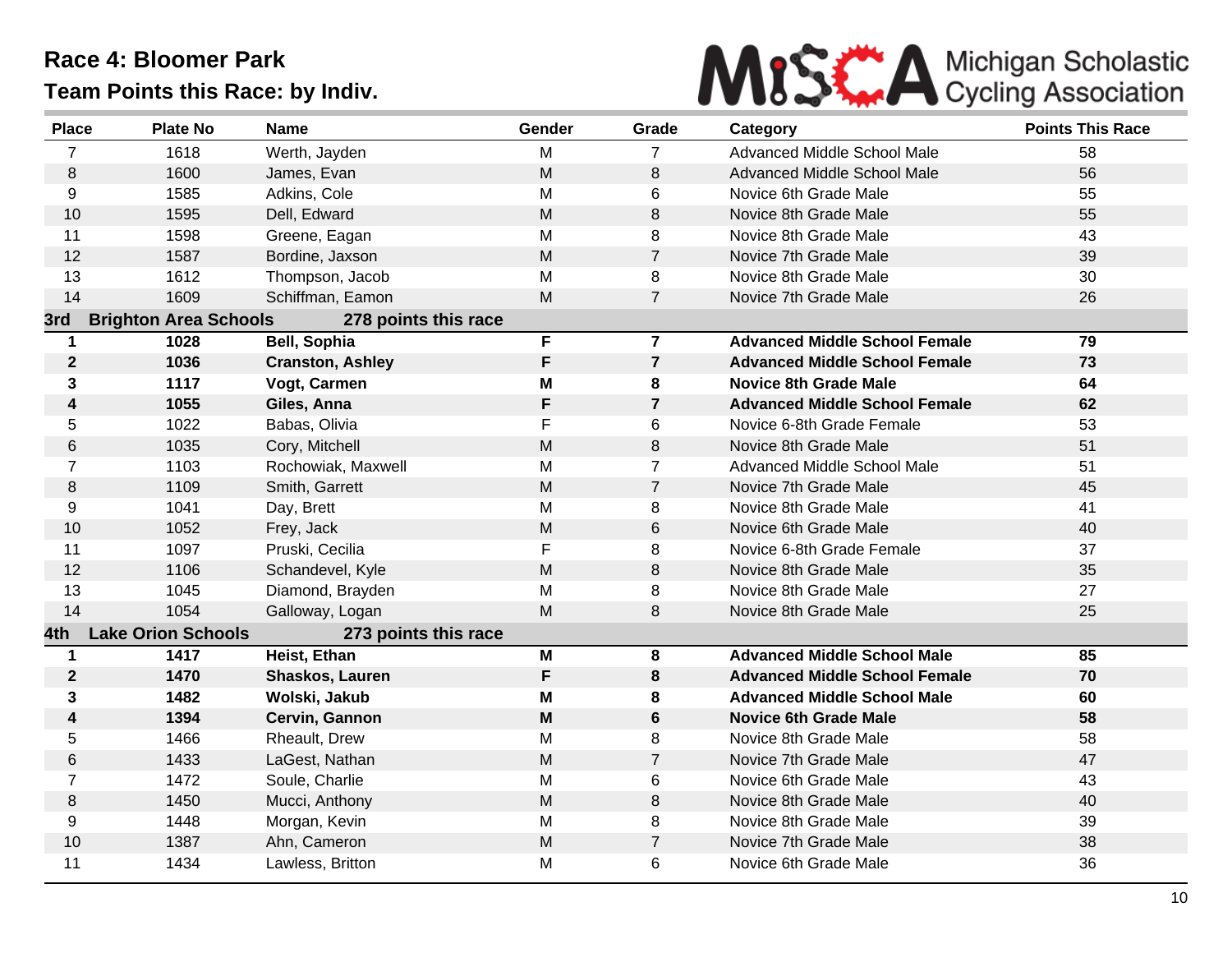# Race 4: Bloomer Park

## Team Points this Race: by Indiv.

MiSCA Michigan Scholastic Cycling Association

| Place | Plate No | Name | Gender | Grade | Category | Points This Race |
|---|---|---|---|---|---|---|
| 7 | 1618 | Werth, Jayden | M | 7 | Advanced Middle School Male | 58 |
| 8 | 1600 | James, Evan | M | 8 | Advanced Middle School Male | 56 |
| 9 | 1585 | Adkins, Cole | M | 6 | Novice 6th Grade Male | 55 |
| 10 | 1595 | Dell, Edward | M | 8 | Novice 8th Grade Male | 55 |
| 11 | 1598 | Greene, Eagan | M | 8 | Novice 8th Grade Male | 43 |
| 12 | 1587 | Bordine, Jaxson | M | 7 | Novice 7th Grade Male | 39 |
| 13 | 1612 | Thompson, Jacob | M | 8 | Novice 8th Grade Male | 30 |
| 14 | 1609 | Schiffman, Eamon | M | 7 | Novice 7th Grade Male | 26 |
| **3rd** | **Brighton Area Schools** | **278 points this race** | | | | |
| **1** | **1028** | **Bell, Sophia** | **F** | **7** | **Advanced Middle School Female** | **79** |
| **2** | **1036** | **Cranston, Ashley** | **F** | **7** | **Advanced Middle School Female** | **73** |
| **3** | **1117** | **Vogt, Carmen** | **M** | **8** | **Novice 8th Grade Male** | **64** |
| **4** | **1055** | **Giles, Anna** | **F** | **7** | **Advanced Middle School Female** | **62** |
| 5 | 1022 | Babas, Olivia | F | 6 | Novice 6-8th Grade Female | 53 |
| 6 | 1035 | Cory, Mitchell | M | 8 | Novice 8th Grade Male | 51 |
| 7 | 1103 | Rochowiak, Maxwell | M | 7 | Advanced Middle School Male | 51 |
| 8 | 1109 | Smith, Garrett | M | 7 | Novice 7th Grade Male | 45 |
| 9 | 1041 | Day, Brett | M | 8 | Novice 8th Grade Male | 41 |
| 10 | 1052 | Frey, Jack | M | 6 | Novice 6th Grade Male | 40 |
| 11 | 1097 | Pruski, Cecilia | F | 8 | Novice 6-8th Grade Female | 37 |
| 12 | 1106 | Schandevel, Kyle | M | 8 | Novice 8th Grade Male | 35 |
| 13 | 1045 | Diamond, Brayden | M | 8 | Novice 8th Grade Male | 27 |
| 14 | 1054 | Galloway, Logan | M | 8 | Novice 8th Grade Male | 25 |
| **4th** | **Lake Orion Schools** | **273 points this race** | | | | |
| **1** | **1417** | **Heist, Ethan** | **M** | **8** | **Advanced Middle School Male** | **85** |
| **2** | **1470** | **Shaskos, Lauren** | **F** | **8** | **Advanced Middle School Female** | **70** |
| **3** | **1482** | **Wolski, Jakub** | **M** | **8** | **Advanced Middle School Male** | **60** |
| **4** | **1394** | **Cervin, Gannon** | **M** | **6** | **Novice 6th Grade Male** | **58** |
| 5 | 1466 | Rheault, Drew | M | 8 | Novice 8th Grade Male | 58 |
| 6 | 1433 | LaGest, Nathan | M | 7 | Novice 7th Grade Male | 47 |
| 7 | 1472 | Soule, Charlie | M | 6 | Novice 6th Grade Male | 43 |
| 8 | 1450 | Mucci, Anthony | M | 8 | Novice 8th Grade Male | 40 |
| 9 | 1448 | Morgan, Kevin | M | 8 | Novice 8th Grade Male | 39 |
| 10 | 1387 | Ahn, Cameron | M | 7 | Novice 7th Grade Male | 38 |
| 11 | 1434 | Lawless, Britton | M | 6 | Novice 6th Grade Male | 36 |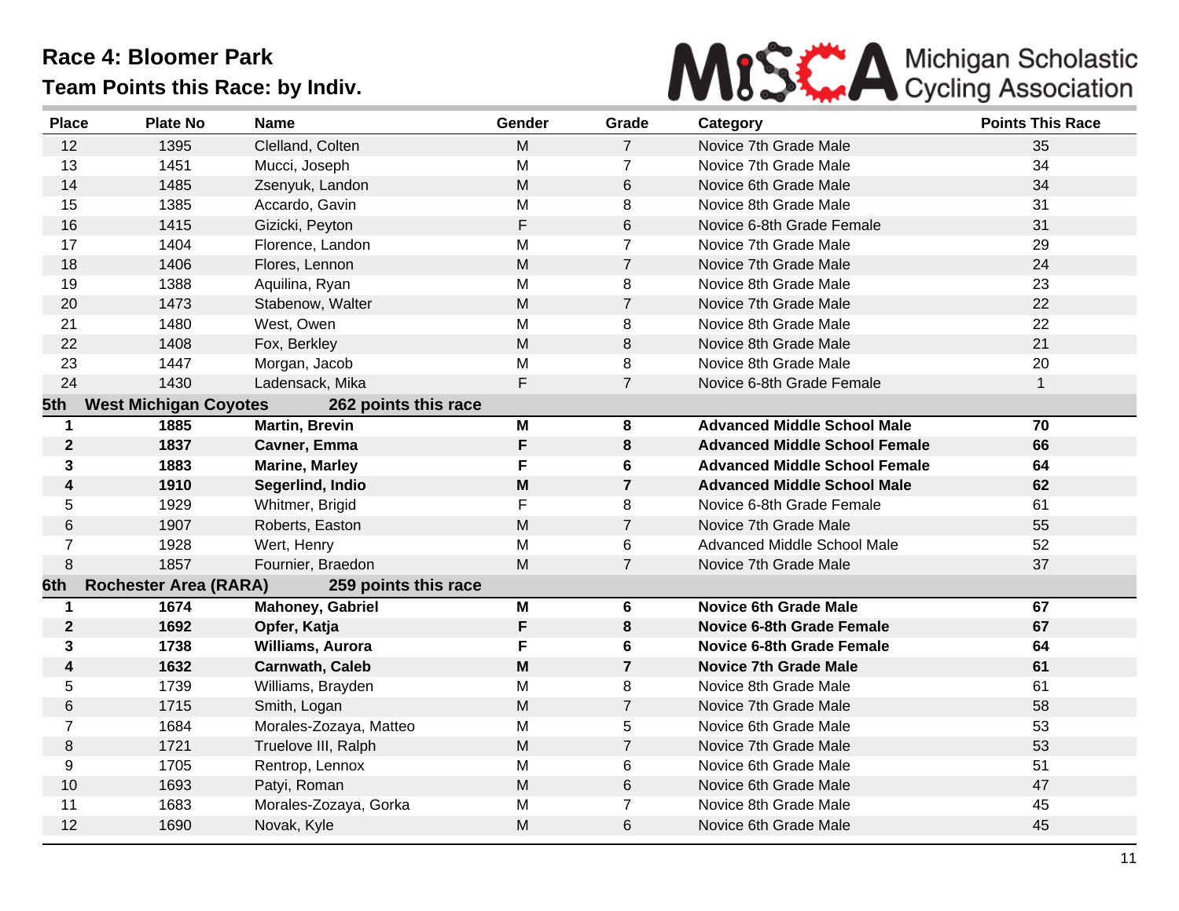# Race 4: Bloomer Park

## Team Points this Race: by Indiv.

| Place | Plate No | Name | Gender | Grade | Category | Points This Race |
|---|---|---|---|---|---|---|
| 12 | 1395 | Clelland, Colten | M | 7 | Novice 7th Grade Male | 35 |
| 13 | 1451 | Mucci, Joseph | M | 7 | Novice 7th Grade Male | 34 |
| 14 | 1485 | Zsenyuk, Landon | M | 6 | Novice 6th Grade Male | 34 |
| 15 | 1385 | Accardo, Gavin | M | 8 | Novice 8th Grade Male | 31 |
| 16 | 1415 | Gizicki, Peyton | F | 6 | Novice 6-8th Grade Female | 31 |
| 17 | 1404 | Florence, Landon | M | 7 | Novice 7th Grade Male | 29 |
| 18 | 1406 | Flores, Lennon | M | 7 | Novice 7th Grade Male | 24 |
| 19 | 1388 | Aquilina, Ryan | M | 8 | Novice 8th Grade Male | 23 |
| 20 | 1473 | Stabenow, Walter | M | 7 | Novice 7th Grade Male | 22 |
| 21 | 1480 | West, Owen | M | 8 | Novice 8th Grade Male | 22 |
| 22 | 1408 | Fox, Berkley | M | 8 | Novice 8th Grade Male | 21 |
| 23 | 1447 | Morgan, Jacob | M | 8 | Novice 8th Grade Male | 20 |
| 24 | 1430 | Ladensack, Mika | F | 7 | Novice 6-8th Grade Female | 1 |
| **5th** | **West Michigan Coyotes** | **262 points this race** | | | | |
| **1** | **1885** | **Martin, Brevin** | **M** | **8** | **Advanced Middle School Male** | **70** |
| **2** | **1837** | **Cavner, Emma** | **F** | **8** | **Advanced Middle School Female** | **66** |
| **3** | **1883** | **Marine, Marley** | **F** | **6** | **Advanced Middle School Female** | **64** |
| **4** | **1910** | **Segerlind, Indio** | **M** | **7** | **Advanced Middle School Male** | **62** |
| 5 | 1929 | Whitmer, Brigid | F | 8 | Novice 6-8th Grade Female | 61 |
| 6 | 1907 | Roberts, Easton | M | 7 | Novice 7th Grade Male | 55 |
| 7 | 1928 | Wert, Henry | M | 6 | Advanced Middle School Male | 52 |
| 8 | 1857 | Fournier, Braedon | M | 7 | Novice 7th Grade Male | 37 |
| **6th** | **Rochester Area (RARA)** | **259 points this race** | | | | |
| **1** | **1674** | **Mahoney, Gabriel** | **M** | **6** | **Novice 6th Grade Male** | **67** |
| **2** | **1692** | **Opfer, Katja** | **F** | **8** | **Novice 6-8th Grade Female** | **67** |
| **3** | **1738** | **Williams, Aurora** | **F** | **6** | **Novice 6-8th Grade Female** | **64** |
| **4** | **1632** | **Carnwath, Caleb** | **M** | **7** | **Novice 7th Grade Male** | **61** |
| 5 | 1739 | Williams, Brayden | M | 8 | Novice 8th Grade Male | 61 |
| 6 | 1715 | Smith, Logan | M | 7 | Novice 7th Grade Male | 58 |
| 7 | 1684 | Morales-Zozaya, Matteo | M | 5 | Novice 6th Grade Male | 53 |
| 8 | 1721 | Truelove III, Ralph | M | 7 | Novice 7th Grade Male | 53 |
| 9 | 1705 | Rentrop, Lennox | M | 6 | Novice 6th Grade Male | 51 |
| 10 | 1693 | Patyi, Roman | M | 6 | Novice 6th Grade Male | 47 |
| 11 | 1683 | Morales-Zozaya, Gorka | M | 7 | Novice 8th Grade Male | 45 |
| 12 | 1690 | Novak, Kyle | M | 6 | Novice 6th Grade Male | 45 |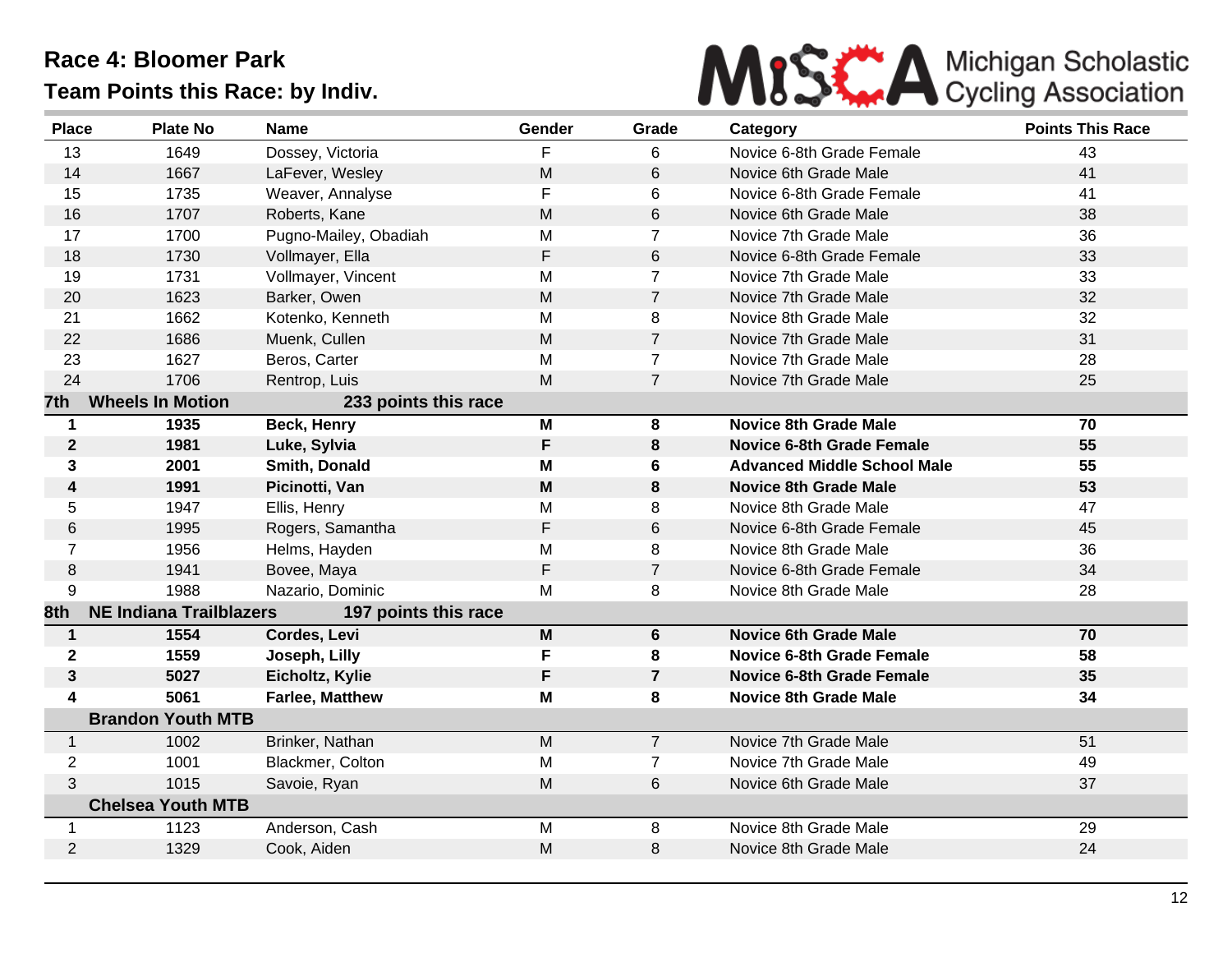# Race 4: Bloomer Park

## Team Points this Race: by Indiv.

MiSCA Michigan Scholastic Cycling Association

| Place | Plate No | Name | Gender | Grade | Category | Points This Race |
|---|---|---|---|---|---|---|
| 13 | 1649 | Dossey, Victoria | F | 6 | Novice 6-8th Grade Female | 43 |
| 14 | 1667 | LaFever, Wesley | M | 6 | Novice 6th Grade Male | 41 |
| 15 | 1735 | Weaver, Annalyse | F | 6 | Novice 6-8th Grade Female | 41 |
| 16 | 1707 | Roberts, Kane | M | 6 | Novice 6th Grade Male | 38 |
| 17 | 1700 | Pugno-Mailey, Obadiah | M | 7 | Novice 7th Grade Male | 36 |
| 18 | 1730 | Vollmayer, Ella | F | 6 | Novice 6-8th Grade Female | 33 |
| 19 | 1731 | Vollmayer, Vincent | M | 7 | Novice 7th Grade Male | 33 |
| 20 | 1623 | Barker, Owen | M | 7 | Novice 7th Grade Male | 32 |
| 21 | 1662 | Kotenko, Kenneth | M | 8 | Novice 8th Grade Male | 32 |
| 22 | 1686 | Muenk, Cullen | M | 7 | Novice 7th Grade Male | 31 |
| 23 | 1627 | Beros, Carter | M | 7 | Novice 7th Grade Male | 28 |
| 24 | 1706 | Rentrop, Luis | M | 7 | Novice 7th Grade Male | 25 |
| **7th** | **Wheels In Motion** | **233 points this race** | | | | |
| **1** | **1935** | **Beck, Henry** | **M** | **8** | **Novice 8th Grade Male** | **70** |
| **2** | **1981** | **Luke, Sylvia** | **F** | **8** | **Novice 6-8th Grade Female** | **55** |
| **3** | **2001** | **Smith, Donald** | **M** | **6** | **Advanced Middle School Male** | **55** |
| **4** | **1991** | **Picinotti, Van** | **M** | **8** | **Novice 8th Grade Male** | **53** |
| 5 | 1947 | Ellis, Henry | M | 8 | Novice 8th Grade Male | 47 |
| 6 | 1995 | Rogers, Samantha | F | 6 | Novice 6-8th Grade Female | 45 |
| 7 | 1956 | Helms, Hayden | M | 8 | Novice 8th Grade Male | 36 |
| 8 | 1941 | Bovee, Maya | F | 7 | Novice 6-8th Grade Female | 34 |
| 9 | 1988 | Nazario, Dominic | M | 8 | Novice 8th Grade Male | 28 |
| **8th** | **NE Indiana Trailblazers** | **197 points this race** | | | | |
| **1** | **1554** | **Cordes, Levi** | **M** | **6** | **Novice 6th Grade Male** | **70** |
| **2** | **1559** | **Joseph, Lilly** | **F** | **8** | **Novice 6-8th Grade Female** | **58** |
| **3** | **5027** | **Eicholtz, Kylie** | **F** | **7** | **Novice 6-8th Grade Female** | **35** |
| **4** | **5061** | **Farlee, Matthew** | **M** | **8** | **Novice 8th Grade Male** | **34** |
| | **Brandon Youth MTB** | | | | | |
| 1 | 1002 | Brinker, Nathan | M | 7 | Novice 7th Grade Male | 51 |
| 2 | 1001 | Blackmer, Colton | M | 7 | Novice 7th Grade Male | 49 |
| 3 | 1015 | Savoie, Ryan | M | 6 | Novice 6th Grade Male | 37 |
| | **Chelsea Youth MTB** | | | | | |
| 1 | 1123 | Anderson, Cash | M | 8 | Novice 8th Grade Male | 29 |
| 2 | 1329 | Cook, Aiden | M | 8 | Novice 8th Grade Male | 24 |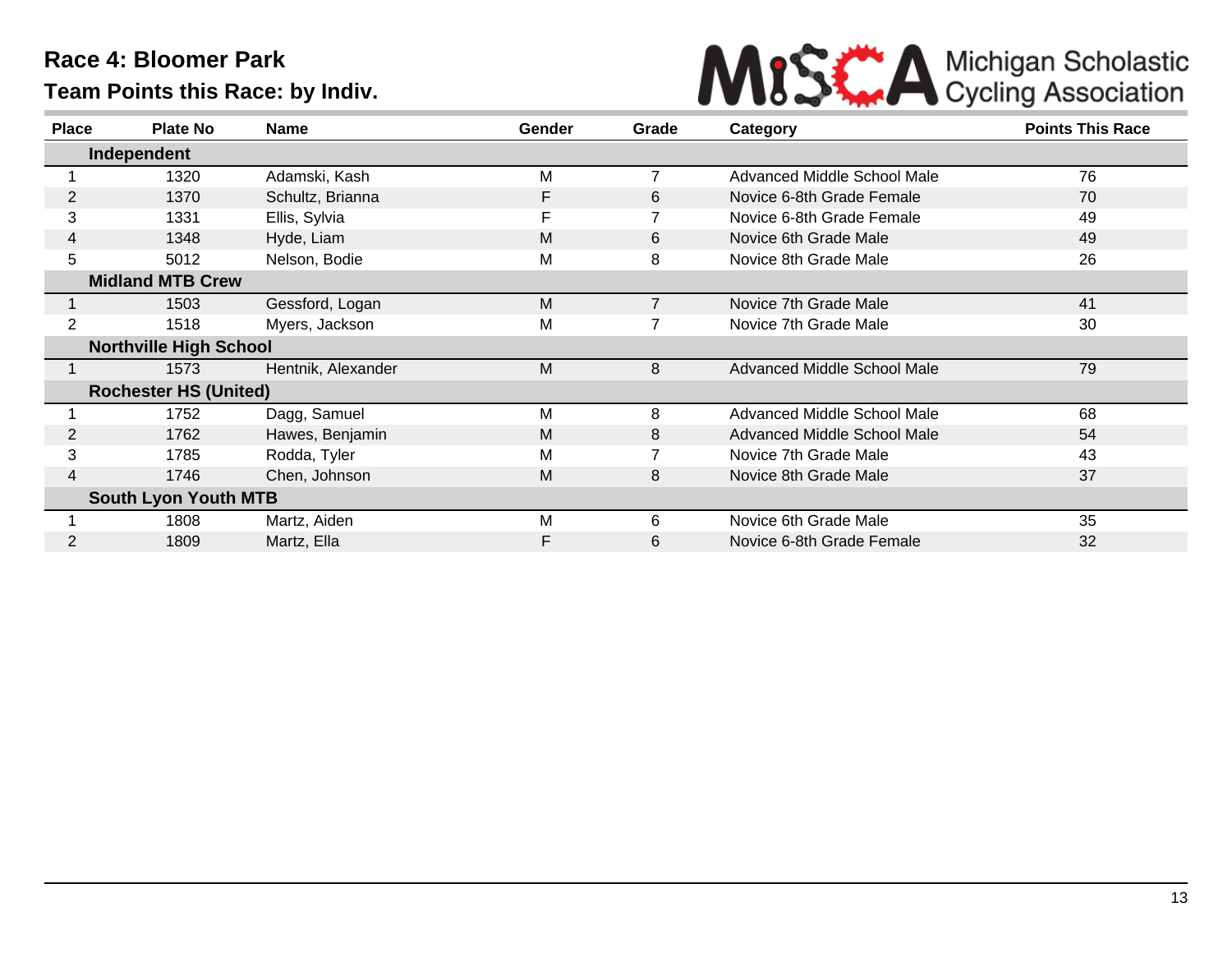# Race 4: Bloomer Park

## Team Points this Race: by Indiv.

Michigan Scholastic Cycling Association

| Place | Plate No | Name | Gender | Grade | Category | Points This Race |
|---|---|---|---|---|---|---|
| **Independent** | | | | | | |
| 1 | 1320 | Adamski, Kash | M | 7 | Advanced Middle School Male | 76 |
| 2 | 1370 | Schultz, Brianna | F | 6 | Novice 6-8th Grade Female | 70 |
| 3 | 1331 | Ellis, Sylvia | F | 7 | Novice 6-8th Grade Female | 49 |
| 4 | 1348 | Hyde, Liam | M | 6 | Novice 6th Grade Male | 49 |
| 5 | 5012 | Nelson, Bodie | M | 8 | Novice 8th Grade Male | 26 |
| **Midland MTB Crew** | | | | | | |
| 1 | 1503 | Gessford, Logan | M | 7 | Novice 7th Grade Male | 41 |
| 2 | 1518 | Myers, Jackson | M | 7 | Novice 7th Grade Male | 30 |
| **Northville High School** | | | | | | |
| 1 | 1573 | Hentnik, Alexander | M | 8 | Advanced Middle School Male | 79 |
| **Rochester HS (United)** | | | | | | |
| 1 | 1752 | Dagg, Samuel | M | 8 | Advanced Middle School Male | 68 |
| 2 | 1762 | Hawes, Benjamin | M | 8 | Advanced Middle School Male | 54 |
| 3 | 1785 | Rodda, Tyler | M | 7 | Novice 7th Grade Male | 43 |
| 4 | 1746 | Chen, Johnson | M | 8 | Novice 8th Grade Male | 37 |
| **South Lyon Youth MTB** | | | | | | |
| 1 | 1808 | Martz, Aiden | M | 6 | Novice 6th Grade Male | 35 |
| 2 | 1809 | Martz, Ella | F | 6 | Novice 6-8th Grade Female | 32 |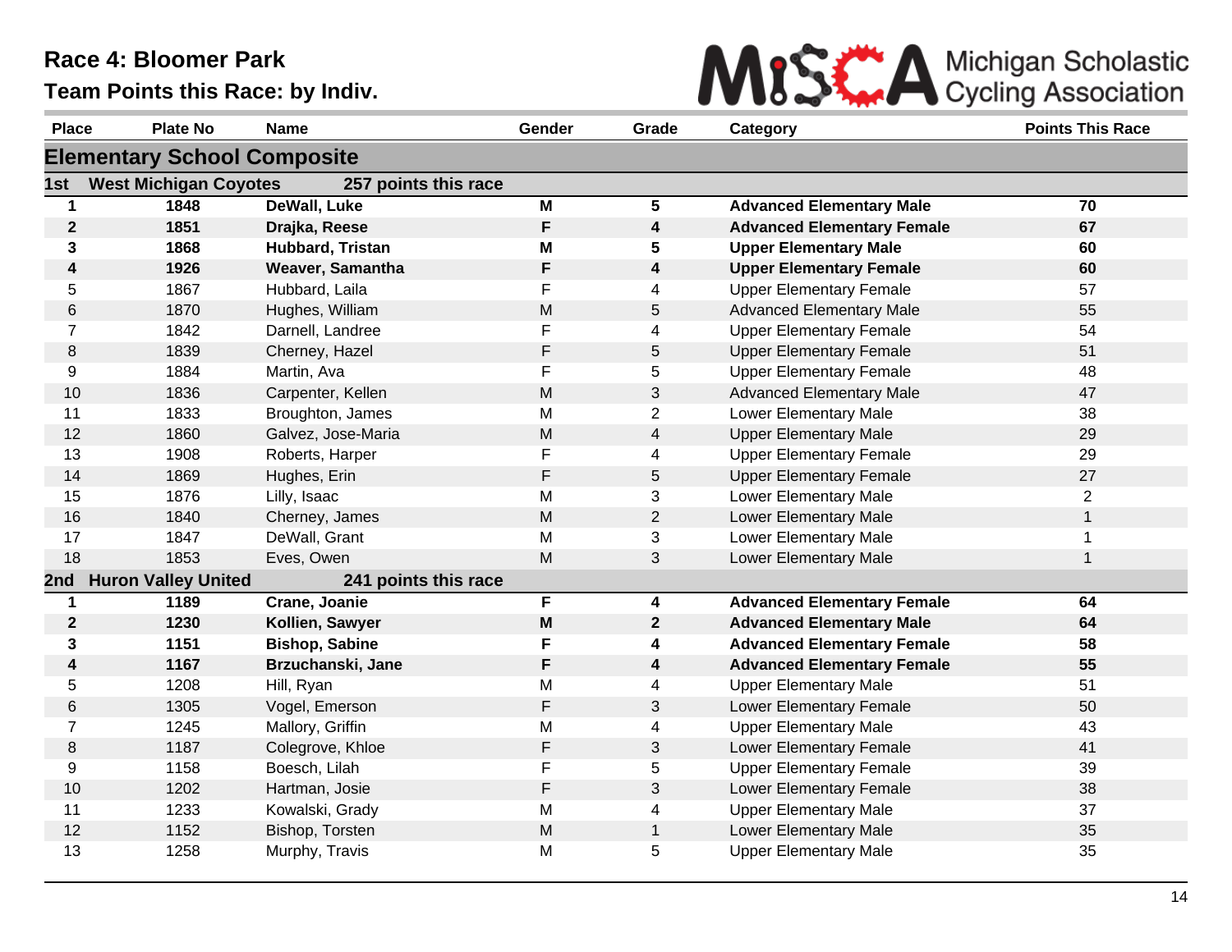# Race 4: Bloomer Park

## Team Points this Race: by Indiv.

Michigan Scholastic Cycling Association

| Place | Plate No | Name | Gender | Grade | Category | Points This Race |
|---|---|---|---|---|---|---|
| **Elementary School Composite** | | | | | | |
| **1st** | **West Michigan Coyotes** | **257 points this race** | | | | |
| **1** | **1848** | **DeWall, Luke** | **M** | **5** | **Advanced Elementary Male** | **70** |
| **2** | **1851** | **Drajka, Reese** | **F** | **4** | **Advanced Elementary Female** | **67** |
| **3** | **1868** | **Hubbard, Tristan** | **M** | **5** | **Upper Elementary Male** | **60** |
| **4** | **1926** | **Weaver, Samantha** | **F** | **4** | **Upper Elementary Female** | **60** |
| 5 | 1867 | Hubbard, Laila | F | 4 | Upper Elementary Female | 57 |
| 6 | 1870 | Hughes, William | M | 5 | Advanced Elementary Male | 55 |
| 7 | 1842 | Darnell, Landree | F | 4 | Upper Elementary Female | 54 |
| 8 | 1839 | Cherney, Hazel | F | 5 | Upper Elementary Female | 51 |
| 9 | 1884 | Martin, Ava | F | 5 | Upper Elementary Female | 48 |
| 10 | 1836 | Carpenter, Kellen | M | 3 | Advanced Elementary Male | 47 |
| 11 | 1833 | Broughton, James | M | 2 | Lower Elementary Male | 38 |
| 12 | 1860 | Galvez, Jose-Maria | M | 4 | Upper Elementary Male | 29 |
| 13 | 1908 | Roberts, Harper | F | 4 | Upper Elementary Female | 29 |
| 14 | 1869 | Hughes, Erin | F | 5 | Upper Elementary Female | 27 |
| 15 | 1876 | Lilly, Isaac | M | 3 | Lower Elementary Male | 2 |
| 16 | 1840 | Cherney, James | M | 2 | Lower Elementary Male | 1 |
| 17 | 1847 | DeWall, Grant | M | 3 | Lower Elementary Male | 1 |
| 18 | 1853 | Eves, Owen | M | 3 | Lower Elementary Male | 1 |
| **2nd** | **Huron Valley United** | **241 points this race** | | | | |
| **1** | **1189** | **Crane, Joanie** | **F** | **4** | **Advanced Elementary Female** | **64** |
| **2** | **1230** | **Kollien, Sawyer** | **M** | **2** | **Advanced Elementary Male** | **64** |
| **3** | **1151** | **Bishop, Sabine** | **F** | **4** | **Advanced Elementary Female** | **58** |
| **4** | **1167** | **Brzuchanski, Jane** | **F** | **4** | **Advanced Elementary Female** | **55** |
| 5 | 1208 | Hill, Ryan | M | 4 | Upper Elementary Male | 51 |
| 6 | 1305 | Vogel, Emerson | F | 3 | Lower Elementary Female | 50 |
| 7 | 1245 | Mallory, Griffin | M | 4 | Upper Elementary Male | 43 |
| 8 | 1187 | Colegrove, Khloe | F | 3 | Lower Elementary Female | 41 |
| 9 | 1158 | Boesch, Lilah | F | 5 | Upper Elementary Female | 39 |
| 10 | 1202 | Hartman, Josie | F | 3 | Lower Elementary Female | 38 |
| 11 | 1233 | Kowalski, Grady | M | 4 | Upper Elementary Male | 37 |
| 12 | 1152 | Bishop, Torsten | M | 1 | Lower Elementary Male | 35 |
| 13 | 1258 | Murphy, Travis | M | 5 | Upper Elementary Male | 35 |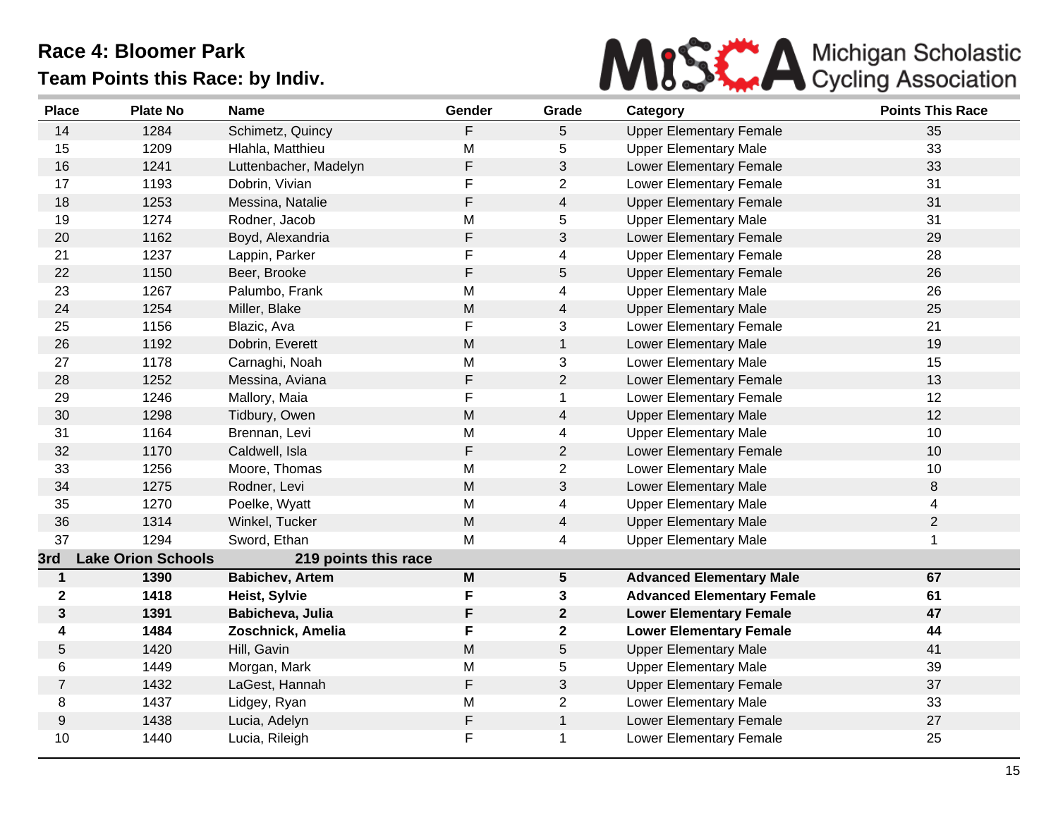# Race 4: Bloomer Park

## Team Points this Race: by Indiv.

| Place | Plate No | Name | Gender | Grade | Category | Points This Race |
|---|---|---|---|---|---|---|
| 14 | 1284 | Schimetz, Quincy | F | 5 | Upper Elementary Female | 35 |
| 15 | 1209 | Hlahla, Matthieu | M | 5 | Upper Elementary Male | 33 |
| 16 | 1241 | Luttenbacher, Madelyn | F | 3 | Lower Elementary Female | 33 |
| 17 | 1193 | Dobrin, Vivian | F | 2 | Lower Elementary Female | 31 |
| 18 | 1253 | Messina, Natalie | F | 4 | Upper Elementary Female | 31 |
| 19 | 1274 | Rodner, Jacob | M | 5 | Upper Elementary Male | 31 |
| 20 | 1162 | Boyd, Alexandria | F | 3 | Lower Elementary Female | 29 |
| 21 | 1237 | Lappin, Parker | F | 4 | Upper Elementary Female | 28 |
| 22 | 1150 | Beer, Brooke | F | 5 | Upper Elementary Female | 26 |
| 23 | 1267 | Palumbo, Frank | M | 4 | Upper Elementary Male | 26 |
| 24 | 1254 | Miller, Blake | M | 4 | Upper Elementary Male | 25 |
| 25 | 1156 | Blazic, Ava | F | 3 | Lower Elementary Female | 21 |
| 26 | 1192 | Dobrin, Everett | M | 1 | Lower Elementary Male | 19 |
| 27 | 1178 | Carnaghi, Noah | M | 3 | Lower Elementary Male | 15 |
| 28 | 1252 | Messina, Aviana | F | 2 | Lower Elementary Female | 13 |
| 29 | 1246 | Mallory, Maia | F | 1 | Lower Elementary Female | 12 |
| 30 | 1298 | Tidbury, Owen | M | 4 | Upper Elementary Male | 12 |
| 31 | 1164 | Brennan, Levi | M | 4 | Upper Elementary Male | 10 |
| 32 | 1170 | Caldwell, Isla | F | 2 | Lower Elementary Female | 10 |
| 33 | 1256 | Moore, Thomas | M | 2 | Lower Elementary Male | 10 |
| 34 | 1275 | Rodner, Levi | M | 3 | Lower Elementary Male | 8 |
| 35 | 1270 | Poelke, Wyatt | M | 4 | Upper Elementary Male | 4 |
| 36 | 1314 | Winkel, Tucker | M | 4 | Upper Elementary Male | 2 |
| 37 | 1294 | Sword, Ethan | M | 4 | Upper Elementary Male | 1 |
| **3rd** | **Lake Orion Schools** | **219 points this race** | | | | |
| **1** | **1390** | **Babichev, Artem** | **M** | **5** | **Advanced Elementary Male** | **67** |
| **2** | **1418** | **Heist, Sylvie** | **F** | **3** | **Advanced Elementary Female** | **61** |
| **3** | **1391** | **Babicheva, Julia** | **F** | **2** | **Lower Elementary Female** | **47** |
| **4** | **1484** | **Zoschnick, Amelia** | **F** | **2** | **Lower Elementary Female** | **44** |
| 5 | 1420 | Hill, Gavin | M | 5 | Upper Elementary Male | 41 |
| 6 | 1449 | Morgan, Mark | M | 5 | Upper Elementary Male | 39 |
| 7 | 1432 | LaGest, Hannah | F | 3 | Upper Elementary Female | 37 |
| 8 | 1437 | Lidgey, Ryan | M | 2 | Lower Elementary Male | 33 |
| 9 | 1438 | Lucia, Adelyn | F | 1 | Lower Elementary Female | 27 |
| 10 | 1440 | Lucia, Rileigh | F | 1 | Lower Elementary Female | 25 |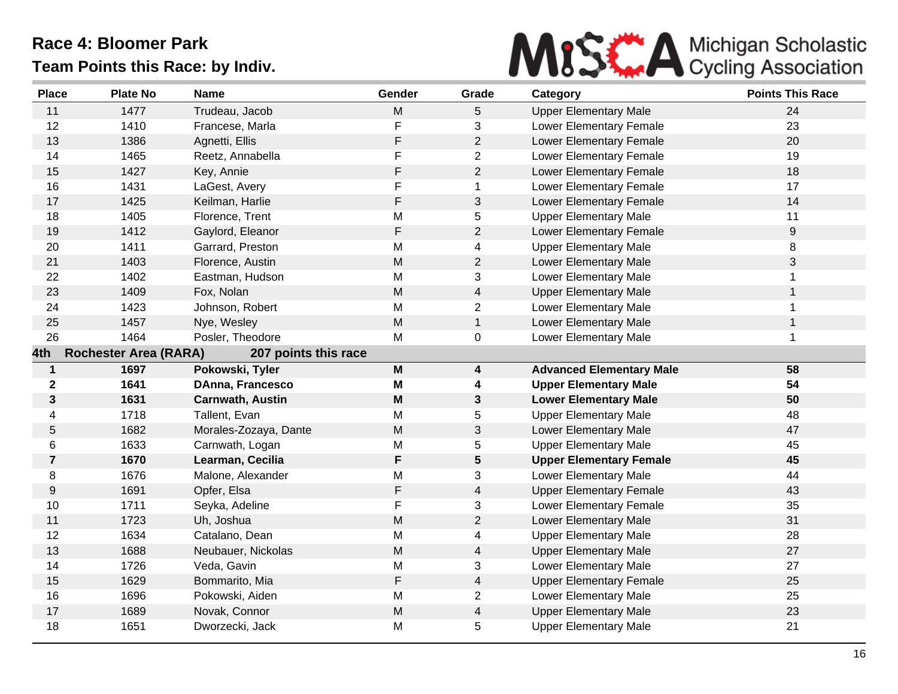# Race 4: Bloomer Park

## Team Points this Race: by Indiv.

MiSCA Michigan Scholastic Cycling Association

| Place | Plate No | Name | Gender | Grade | Category | Points This Race |
|---|---|---|---|---|---|---|
| 11 | 1477 | Trudeau, Jacob | M | 5 | Upper Elementary Male | 24 |
| 12 | 1410 | Francese, Marla | F | 3 | Lower Elementary Female | 23 |
| 13 | 1386 | Agnetti, Ellis | F | 2 | Lower Elementary Female | 20 |
| 14 | 1465 | Reetz, Annabella | F | 2 | Lower Elementary Female | 19 |
| 15 | 1427 | Key, Annie | F | 2 | Lower Elementary Female | 18 |
| 16 | 1431 | LaGest, Avery | F | 1 | Lower Elementary Female | 17 |
| 17 | 1425 | Keilman, Harlie | F | 3 | Lower Elementary Female | 14 |
| 18 | 1405 | Florence, Trent | M | 5 | Upper Elementary Male | 11 |
| 19 | 1412 | Gaylord, Eleanor | F | 2 | Lower Elementary Female | 9 |
| 20 | 1411 | Garrard, Preston | M | 4 | Upper Elementary Male | 8 |
| 21 | 1403 | Florence, Austin | M | 2 | Lower Elementary Male | 3 |
| 22 | 1402 | Eastman, Hudson | M | 3 | Lower Elementary Male | 1 |
| 23 | 1409 | Fox, Nolan | M | 4 | Upper Elementary Male | 1 |
| 24 | 1423 | Johnson, Robert | M | 2 | Lower Elementary Male | 1 |
| 25 | 1457 | Nye, Wesley | M | 1 | Lower Elementary Male | 1 |
| 26 | 1464 | Posler, Theodore | M | 0 | Lower Elementary Male | 1 |
| **4th** | **Rochester Area (RARA)** | **207 points this race** | | | | |
| **1** | **1697** | **Pokowski, Tyler** | **M** | **4** | **Advanced Elementary Male** | **58** |
| **2** | **1641** | **DAnna, Francesco** | **M** | **4** | **Upper Elementary Male** | **54** |
| **3** | **1631** | **Carnwath, Austin** | **M** | **3** | **Lower Elementary Male** | **50** |
| 4 | 1718 | Tallent, Evan | M | 5 | Upper Elementary Male | 48 |
| 5 | 1682 | Morales-Zozaya, Dante | M | 3 | Lower Elementary Male | 47 |
| 6 | 1633 | Carnwath, Logan | M | 5 | Upper Elementary Male | 45 |
| **7** | **1670** | **Learman, Cecilia** | **F** | **5** | **Upper Elementary Female** | **45** |
| 8 | 1676 | Malone, Alexander | M | 3 | Lower Elementary Male | 44 |
| 9 | 1691 | Opfer, Elsa | F | 4 | Upper Elementary Female | 43 |
| 10 | 1711 | Seyka, Adeline | F | 3 | Lower Elementary Female | 35 |
| 11 | 1723 | Uh, Joshua | M | 2 | Lower Elementary Male | 31 |
| 12 | 1634 | Catalano, Dean | M | 4 | Upper Elementary Male | 28 |
| 13 | 1688 | Neubauer, Nickolas | M | 4 | Upper Elementary Male | 27 |
| 14 | 1726 | Veda, Gavin | M | 3 | Lower Elementary Male | 27 |
| 15 | 1629 | Bommarito, Mia | F | 4 | Upper Elementary Female | 25 |
| 16 | 1696 | Pokowski, Aiden | M | 2 | Lower Elementary Male | 25 |
| 17 | 1689 | Novak, Connor | M | 4 | Upper Elementary Male | 23 |
| 18 | 1651 | Dworzecki, Jack | M | 5 | Upper Elementary Male | 21 |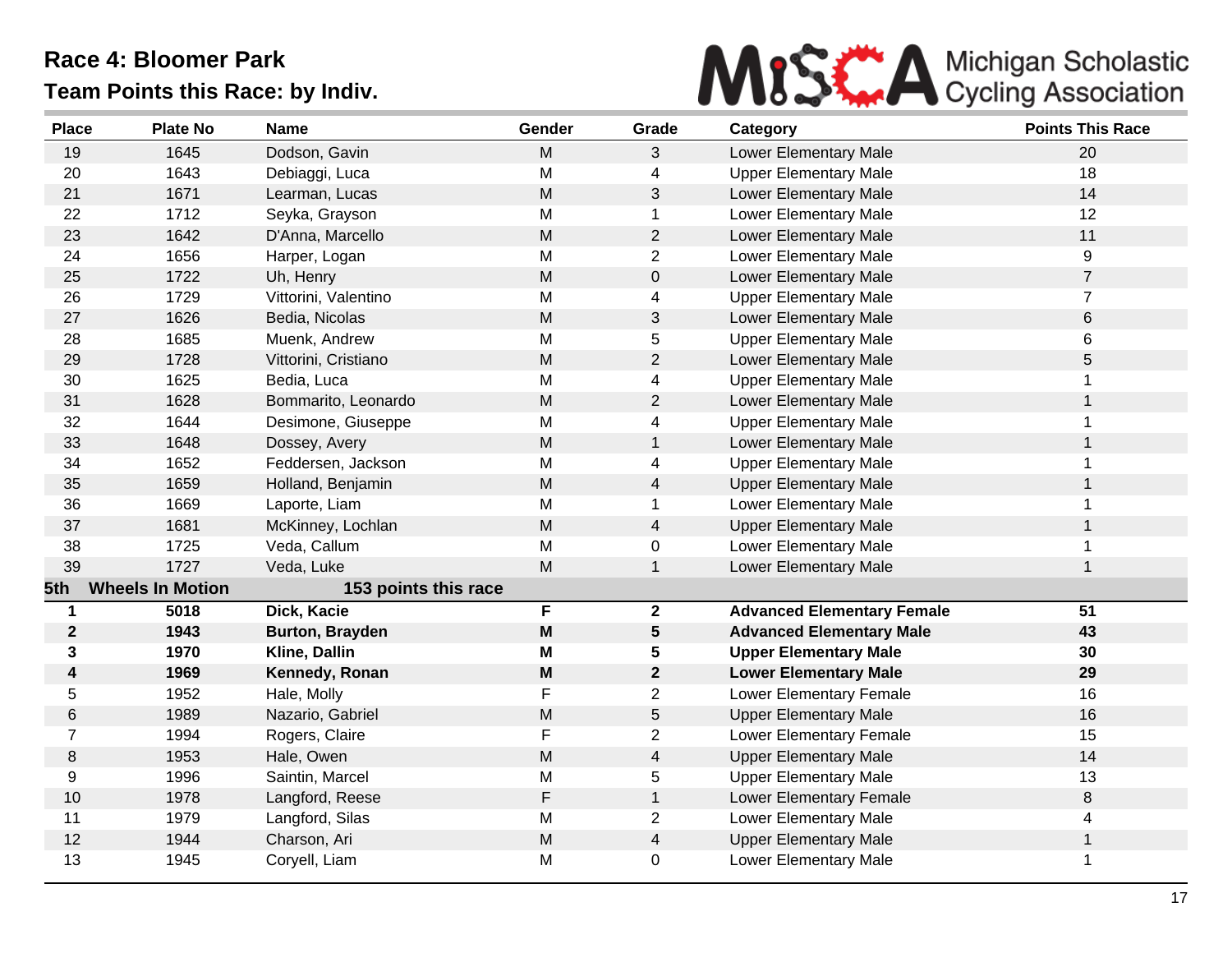# Race 4: Bloomer Park

## Team Points this Race: by Indiv.

| Place | Plate No | Name | Gender | Grade | Category | Points This Race |
|---|---|---|---|---|---|---|
| 19 | 1645 | Dodson, Gavin | M | 3 | Lower Elementary Male | 20 |
| 20 | 1643 | Debiaggi, Luca | M | 4 | Upper Elementary Male | 18 |
| 21 | 1671 | Learman, Lucas | M | 3 | Lower Elementary Male | 14 |
| 22 | 1712 | Seyka, Grayson | M | 1 | Lower Elementary Male | 12 |
| 23 | 1642 | D'Anna, Marcello | M | 2 | Lower Elementary Male | 11 |
| 24 | 1656 | Harper, Logan | M | 2 | Lower Elementary Male | 9 |
| 25 | 1722 | Uh, Henry | M | 0 | Lower Elementary Male | 7 |
| 26 | 1729 | Vittorini, Valentino | M | 4 | Upper Elementary Male | 7 |
| 27 | 1626 | Bedia, Nicolas | M | 3 | Lower Elementary Male | 6 |
| 28 | 1685 | Muenk, Andrew | M | 5 | Upper Elementary Male | 6 |
| 29 | 1728 | Vittorini, Cristiano | M | 2 | Lower Elementary Male | 5 |
| 30 | 1625 | Bedia, Luca | M | 4 | Upper Elementary Male | 1 |
| 31 | 1628 | Bommarito, Leonardo | M | 2 | Lower Elementary Male | 1 |
| 32 | 1644 | Desimone, Giuseppe | M | 4 | Upper Elementary Male | 1 |
| 33 | 1648 | Dossey, Avery | M | 1 | Lower Elementary Male | 1 |
| 34 | 1652 | Feddersen, Jackson | M | 4 | Upper Elementary Male | 1 |
| 35 | 1659 | Holland, Benjamin | M | 4 | Upper Elementary Male | 1 |
| 36 | 1669 | Laporte, Liam | M | 1 | Lower Elementary Male | 1 |
| 37 | 1681 | McKinney, Lochlan | M | 4 | Upper Elementary Male | 1 |
| 38 | 1725 | Veda, Callum | M | 0 | Lower Elementary Male | 1 |
| 39 | 1727 | Veda, Luke | M | 1 | Lower Elementary Male | 1 |
| **5th** | **Wheels In Motion** | **153 points this race** | | | | |
| **1** | **5018** | **Dick, Kacie** | **F** | **2** | **Advanced Elementary Female** | **51** |
| **2** | **1943** | **Burton, Brayden** | **M** | **5** | **Advanced Elementary Male** | **43** |
| **3** | **1970** | **Kline, Dallin** | **M** | **5** | **Upper Elementary Male** | **30** |
| **4** | **1969** | **Kennedy, Ronan** | **M** | **2** | **Lower Elementary Male** | **29** |
| 5 | 1952 | Hale, Molly | F | 2 | Lower Elementary Female | 16 |
| 6 | 1989 | Nazario, Gabriel | M | 5 | Upper Elementary Male | 16 |
| 7 | 1994 | Rogers, Claire | F | 2 | Lower Elementary Female | 15 |
| 8 | 1953 | Hale, Owen | M | 4 | Upper Elementary Male | 14 |
| 9 | 1996 | Saintin, Marcel | M | 5 | Upper Elementary Male | 13 |
| 10 | 1978 | Langford, Reese | F | 1 | Lower Elementary Female | 8 |
| 11 | 1979 | Langford, Silas | M | 2 | Lower Elementary Male | 4 |
| 12 | 1944 | Charson, Ari | M | 4 | Upper Elementary Male | 1 |
| 13 | 1945 | Coryell, Liam | M | 0 | Lower Elementary Male | 1 |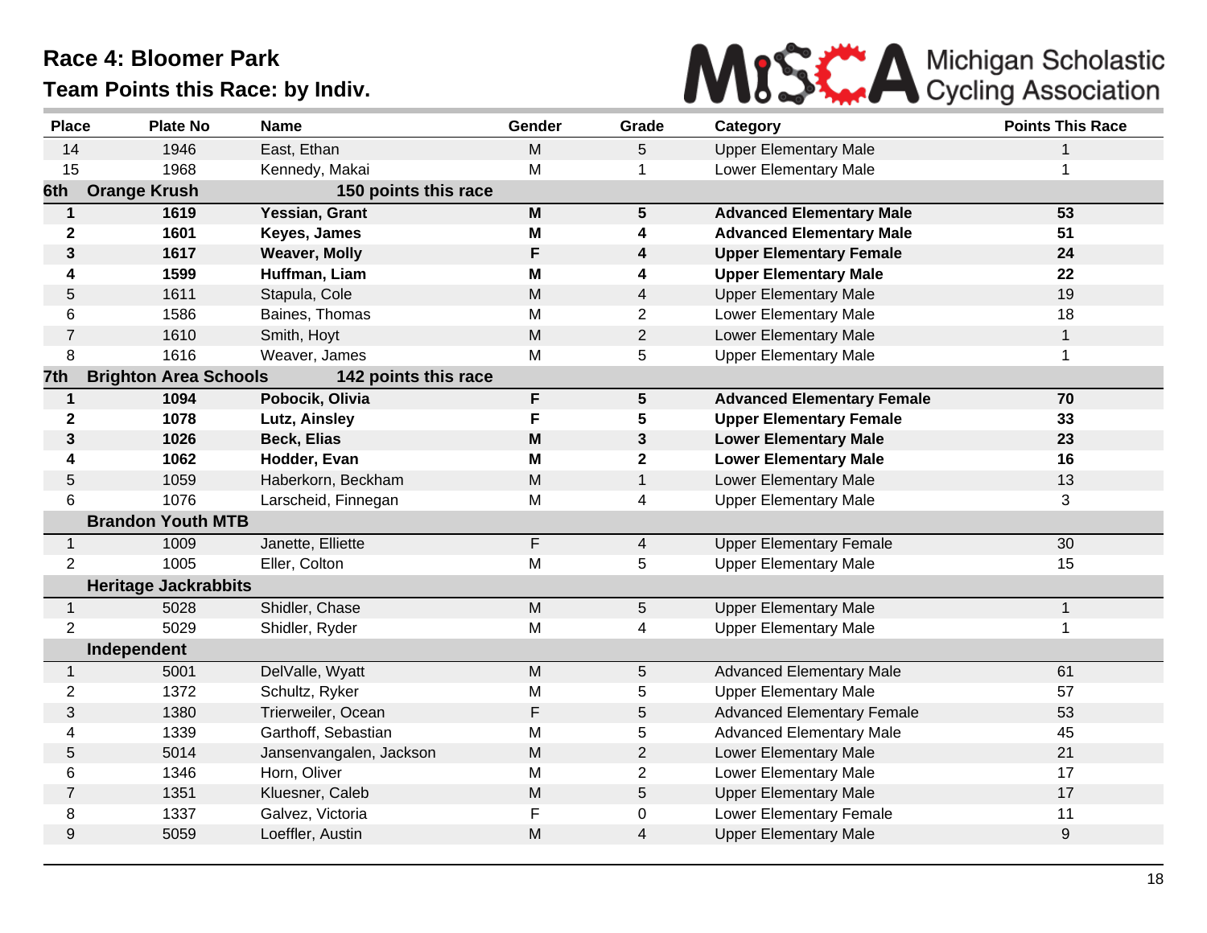## Race 4: Bloomer Park

### Team Points this Race: by Indiv.

Michigan Scholastic Cycling Association

| Place | Plate No | Name | Gender | Grade | Category | Points This Race |
|---|---|---|---|---|---|---|
| 14 | 1946 | East, Ethan | M | 5 | Upper Elementary Male | 1 |
| 15 | 1968 | Kennedy, Makai | M | 1 | Lower Elementary Male | 1 |
| **6th** | **Orange Krush** | **150 points this race** | | | | |
| **1** | **1619** | **Yessian, Grant** | **M** | **5** | **Advanced Elementary Male** | **53** |
| **2** | **1601** | **Keyes, James** | **M** | **4** | **Advanced Elementary Male** | **51** |
| **3** | **1617** | **Weaver, Molly** | **F** | **4** | **Upper Elementary Female** | **24** |
| **4** | **1599** | **Huffman, Liam** | **M** | **4** | **Upper Elementary Male** | **22** |
| 5 | 1611 | Stapula, Cole | M | 4 | Upper Elementary Male | 19 |
| 6 | 1586 | Baines, Thomas | M | 2 | Lower Elementary Male | 18 |
| 7 | 1610 | Smith, Hoyt | M | 2 | Lower Elementary Male | 1 |
| 8 | 1616 | Weaver, James | M | 5 | Upper Elementary Male | 1 |
| **7th** | **Brighton Area Schools** | **142 points this race** | | | | |
| **1** | **1094** | **Pobocik, Olivia** | **F** | **5** | **Advanced Elementary Female** | **70** |
| **2** | **1078** | **Lutz, Ainsley** | **F** | **5** | **Upper Elementary Female** | **33** |
| **3** | **1026** | **Beck, Elias** | **M** | **3** | **Lower Elementary Male** | **23** |
| **4** | **1062** | **Hodder, Evan** | **M** | **2** | **Lower Elementary Male** | **16** |
| 5 | 1059 | Haberkorn, Beckham | M | 1 | Lower Elementary Male | 13 |
| 6 | 1076 | Larscheid, Finnegan | M | 4 | Upper Elementary Male | 3 |
| | **Brandon Youth MTB** | | | | | |
| 1 | 1009 | Janette, Elliette | F | 4 | Upper Elementary Female | 30 |
| 2 | 1005 | Eller, Colton | M | 5 | Upper Elementary Male | 15 |
| | **Heritage Jackrabbits** | | | | | |
| 1 | 5028 | Shidler, Chase | M | 5 | Upper Elementary Male | 1 |
| 2 | 5029 | Shidler, Ryder | M | 4 | Upper Elementary Male | 1 |
| | **Independent** | | | | | |
| 1 | 5001 | DelValle, Wyatt | M | 5 | Advanced Elementary Male | 61 |
| 2 | 1372 | Schultz, Ryker | M | 5 | Upper Elementary Male | 57 |
| 3 | 1380 | Trierweiler, Ocean | F | 5 | Advanced Elementary Female | 53 |
| 4 | 1339 | Garthoff, Sebastian | M | 5 | Advanced Elementary Male | 45 |
| 5 | 5014 | Jansenvangalen, Jackson | M | 2 | Lower Elementary Male | 21 |
| 6 | 1346 | Horn, Oliver | M | 2 | Lower Elementary Male | 17 |
| 7 | 1351 | Kluesner, Caleb | M | 5 | Upper Elementary Male | 17 |
| 8 | 1337 | Galvez, Victoria | F | 0 | Lower Elementary Female | 11 |
| 9 | 5059 | Loeffler, Austin | M | 4 | Upper Elementary Male | 9 |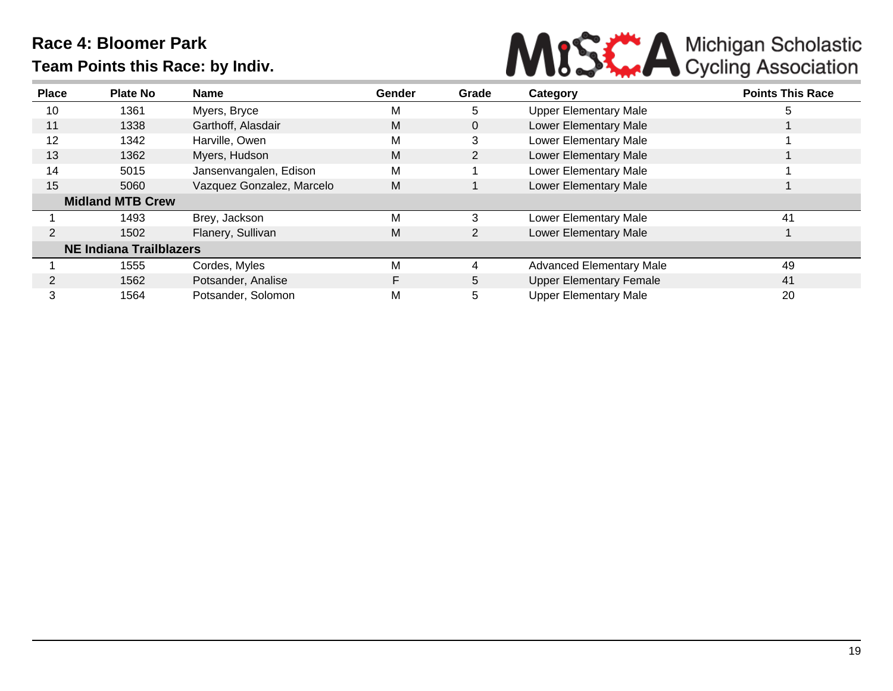# Race 4: Bloomer Park

## Team Points this Race: by Indiv.

MiSCA Michigan Scholastic Cycling Association

| Place | Plate No | Name | Gender | Grade | Category | Points This Race |
|---|---|---|---|---|---|---|
| 10 | 1361 | Myers, Bryce | M | 5 | Upper Elementary Male | 5 |
| 11 | 1338 | Garthoff, Alasdair | M | 0 | Lower Elementary Male | 1 |
| 12 | 1342 | Harville, Owen | M | 3 | Lower Elementary Male | 1 |
| 13 | 1362 | Myers, Hudson | M | 2 | Lower Elementary Male | 1 |
| 14 | 5015 | Jansenvangalen, Edison | M | 1 | Lower Elementary Male | 1 |
| 15 | 5060 | Vazquez Gonzalez, Marcelo | M | 1 | Lower Elementary Male | 1 |
| **Midland MTB Crew** | | | | | | |
| 1 | 1493 | Brey, Jackson | M | 3 | Lower Elementary Male | 41 |
| 2 | 1502 | Flanery, Sullivan | M | 2 | Lower Elementary Male | 1 |
| **NE Indiana Trailblazers** | | | | | | |
| 1 | 1555 | Cordes, Myles | M | 4 | Advanced Elementary Male | 49 |
| 2 | 1562 | Potsander, Analise | F | 5 | Upper Elementary Female | 41 |
| 3 | 1564 | Potsander, Solomon | M | 5 | Upper Elementary Male | 20 |